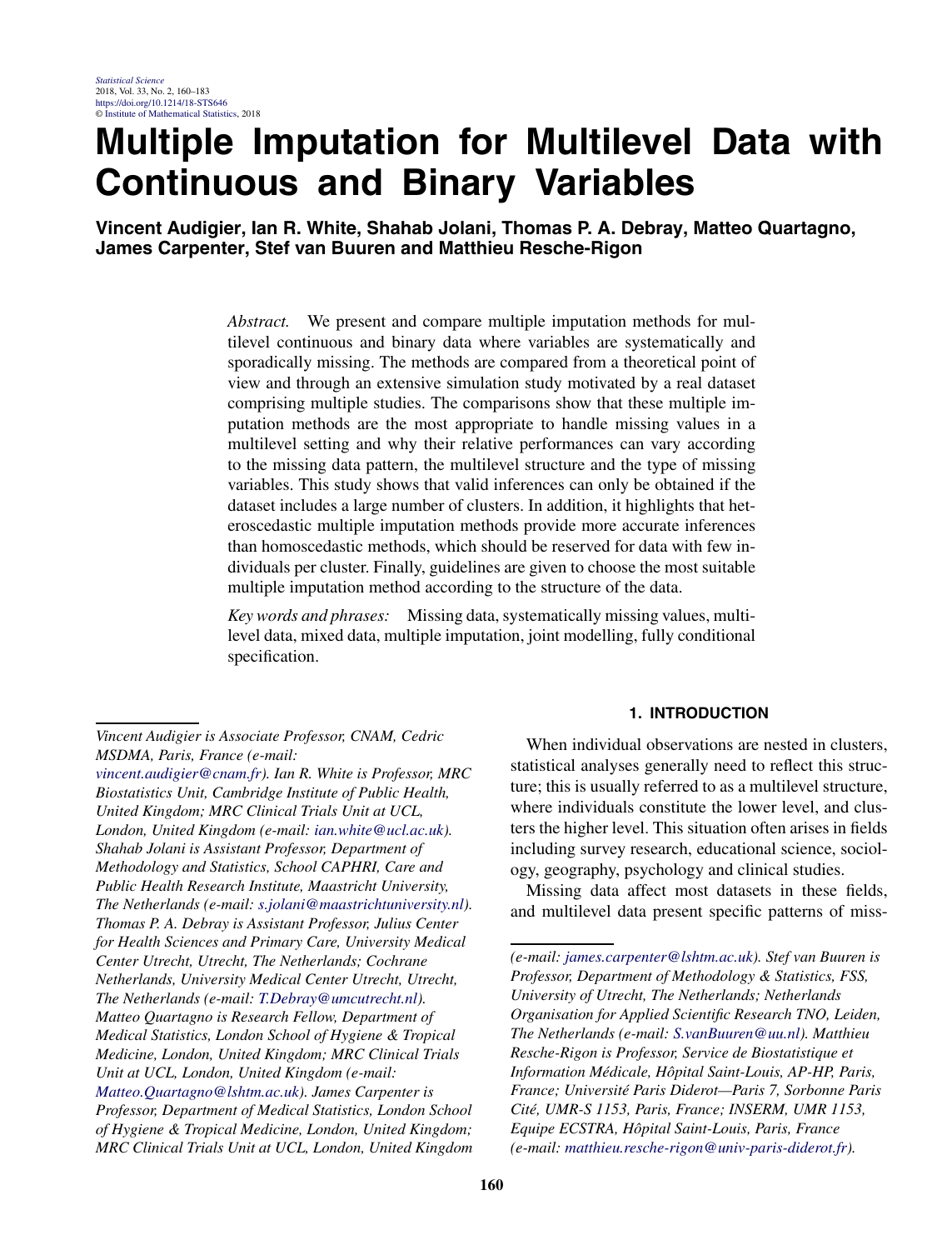# Multiple Imputation for Multilevel Data with Continuous and Binary Variables

**Vincent Audigier, Ian R. White, Shahab Jolani, Thomas P. A. Debray, Matteo Quartagno, James Carpenter, Stef van Buuren and Matthieu Resche-Rigon**

*Abstract.* We present and compare multiple imputation methods for multilevel continuous and binary data where variables are systematically and sporadically missing. The methods are compared from a theoretical point of view and through an extensive simulation study motivated by a real dataset comprising multiple studies. The comparisons show that these multiple imputation methods are the most appropriate to handle missing values in a multilevel setting and why their relative performances can vary according to the missing data pattern, the multilevel structure and the type of missing variables. This study shows that valid inferences can only be obtained if the dataset includes a large number of clusters. In addition, it highlights that heteroscedastic multiple imputation methods provide more accurate inferences than homoscedastic methods, which should be reserved for data with few individuals per cluster. Finally, guidelines are given to choose the most suitable multiple imputation method according to the structure of the data.

*Key words and phrases:* Missing data, systematically missing values, multilevel data, mixed data, multiple imputation, joint modelling, fully conditional specification.

*Vincent Audigier is Associate Professor, CNAM, Cedric MSDMA, Paris, France (e-mail: vincent.audigier@cnam.fr). Ian R. White is Professor, MRC Biostatistics Unit, Cambridge Institute of Public Health, United Kingdom; MRC Clinical Trials Unit at UCL, London, United Kingdom (e-mail: ian.white@ucl.ac.uk). Shahab Jolani is Assistant Professor, Department of Methodology and Statistics, School CAPHRI, Care and Public Health Research Institute, Maastricht University, The Netherlands (e-mail: s.jolani@maastrichtuniversity.nl). Thomas P. A. Debray is Assistant Professor, Julius Center for Health Sciences and Primary Care, University Medical Center Utrecht, Utrecht, The Netherlands; Cochrane Netherlands, University Medical Center Utrecht, Utrecht, The Netherlands (e-mail: T.Debray@umcutrecht.nl). Matteo Quartagno is Research Fellow, Department of Medical Statistics, London School of Hygiene & Tropical Medicine, London, United Kingdom; MRC Clinical Trials Unit at UCL, London, United Kingdom (e-mail: Matteo.Quartagno@lshtm.ac.uk). James Carpenter is Professor, Department of Medical Statistics, London School of Hygiene & Tropical Medicine, London, United Kingdom; MRC Clinical Trials Unit at UCL, London, United Kingdom (e-mail: james.carpenter@lshtm.ac.uk). Stef van Buuren is Professor, Department of Methodology & Statistics, FSS, University of Utrecht, The Netherlands; Netherlands Organisation for Applied Scientific Research TNO, Leiden, The Netherlands (e-mail: S.vanBuuren@uu.nl). Matthieu Resche-Rigon is Professor, Service de Biostatistique et Information Médicale, Hôpital Saint-Louis, AP-HP, Paris, France; Université Paris Diderot—Paris 7, Sorbonne Paris Cité, UMR-S 1153, Paris, France; INSERM, UMR 1153, Equipe ECSTRA, Hôpital Saint-Louis, Paris, France (e-mail: matthieu.resche-rigon@univ-paris-diderot.fr).*

## 1. INTRODUCTION

When individual observations are nested in clusters, statistical analyses generally need to reflect this structure; this is usually referred to as a multilevel structure, where individuals constitute the lower level, and clusters the higher level. This situation often arises in fields including survey research, educational science, sociology, geography, psychology and clinical studies.

Missing data affect most datasets in these fields, and multilevel data present specific patterns of miss-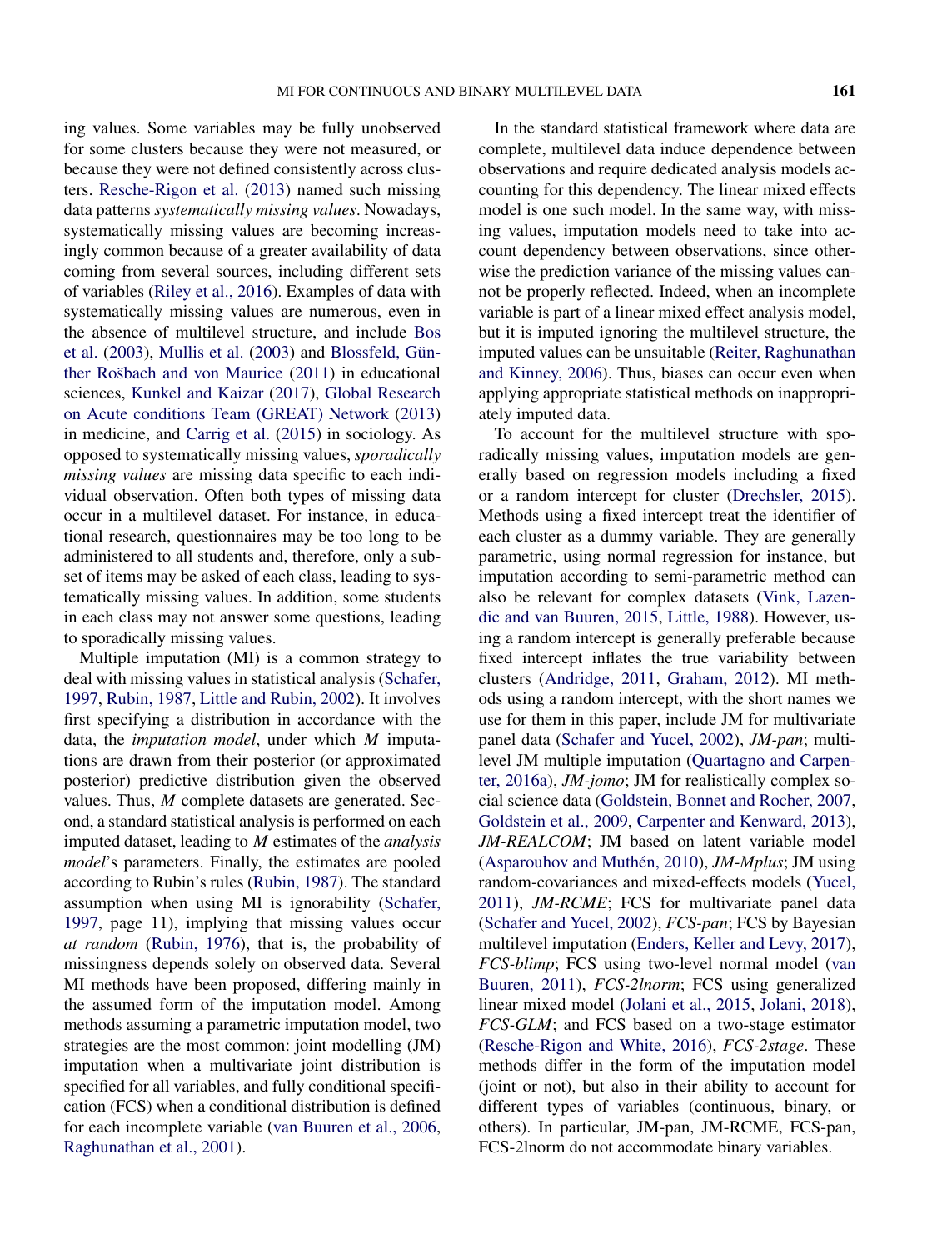ing values. Some variables may be fully unobserved for some clusters because they were not measured, or because they were not defined consistently across clusters. Resche-Rigon et al. (2013) named such missing data patterns *systematically missing values*. Nowadays, systematically missing values are becoming increasingly common because of a greater availability of data coming from several sources, including different sets of variables (Riley et al., 2016). Examples of data with systematically missing values are numerous, even in the absence of multilevel structure, and include Bos et al. (2003), Mullis et al. (2003) and Blossfeld, Günther Roßbach and von Maurice (2011) in educational sciences, Kunkel and Kaizar (2017), Global Research on Acute conditions Team (GREAT) Network (2013) in medicine, and Carrig et al. (2015) in sociology. As opposed to systematically missing values, *sporadically missing values* are missing data specific to each individual observation. Often both types of missing data occur in a multilevel dataset. For instance, in educational research, questionnaires may be too long to be administered to all students and, therefore, only a subset of items may be asked of each class, leading to systematically missing values. In addition, some students in each class may not answer some questions, leading to sporadically missing values.

Multiple imputation (MI) is a common strategy to deal with missing values in statistical analysis (Schafer, 1997, Rubin, 1987, Little and Rubin, 2002). It involves first specifying a distribution in accordance with the data, the *imputation model*, under which *M* imputations are drawn from their posterior (or approximated posterior) predictive distribution given the observed values. Thus, *M* complete datasets are generated. Second, a standard statistical analysis is performed on each imputed dataset, leading to *M* estimates of the *analysis model*'s parameters. Finally, the estimates are pooled according to Rubin's rules (Rubin, 1987). The standard assumption when using MI is ignorability (Schafer, 1997, page 11), implying that missing values occur *at random* (Rubin, 1976), that is, the probability of missingness depends solely on observed data. Several MI methods have been proposed, differing mainly in the assumed form of the imputation model. Among methods assuming a parametric imputation model, two strategies are the most common: joint modelling (JM) imputation when a multivariate joint distribution is specified for all variables, and fully conditional specification (FCS) when a conditional distribution is defined for each incomplete variable (van Buuren et al., 2006, Raghunathan et al., 2001).

In the standard statistical framework where data are complete, multilevel data induce dependence between observations and require dedicated analysis models accounting for this dependency. The linear mixed effects model is one such model. In the same way, with missing values, imputation models need to take into account dependency between observations, since otherwise the prediction variance of the missing values cannot be properly reflected. Indeed, when an incomplete variable is part of a linear mixed effect analysis model, but it is imputed ignoring the multilevel structure, the imputed values can be unsuitable (Reiter, Raghunathan and Kinney, 2006). Thus, biases can occur even when applying appropriate statistical methods on inappropriately imputed data.

To account for the multilevel structure with sporadically missing values, imputation models are generally based on regression models including a fixed or a random intercept for cluster (Drechsler, 2015). Methods using a fixed intercept treat the identifier of each cluster as a dummy variable. They are generally parametric, using normal regression for instance, but imputation according to semi-parametric method can also be relevant for complex datasets (Vink, Lazendic and van Buuren, 2015, Little, 1988). However, using a random intercept is generally preferable because fixed intercept inflates the true variability between clusters (Andridge, 2011, Graham, 2012). MI methods using a random intercept, with the short names we use for them in this paper, include JM for multivariate panel data (Schafer and Yucel, 2002), *JM-pan*; multilevel JM multiple imputation (Quartagno and Carpenter, 2016a), *JM-jomo*; JM for realistically complex social science data (Goldstein, Bonnet and Rocher, 2007, Goldstein et al., 2009, Carpenter and Kenward, 2013), *JM-REALCOM*; JM based on latent variable model (Asparouhov and Muthén, 2010), *JM-Mplus*; JM using random-covariances and mixed-effects models (Yucel, 2011), *JM-RCME*; FCS for multivariate panel data (Schafer and Yucel, 2002), *FCS-pan*; FCS by Bayesian multilevel imputation (Enders, Keller and Levy, 2017), *FCS-blimp*; FCS using two-level normal model (van Buuren, 2011), *FCS-2lnorm*; FCS using generalized linear mixed model (Jolani et al., 2015, Jolani, 2018), *FCS-GLM*; and FCS based on a two-stage estimator (Resche-Rigon and White, 2016), *FCS-2stage*. These methods differ in the form of the imputation model (joint or not), but also in their ability to account for different types of variables (continuous, binary, or others). In particular, JM-pan, JM-RCME, FCS-pan, FCS-2lnorm do not accommodate binary variables.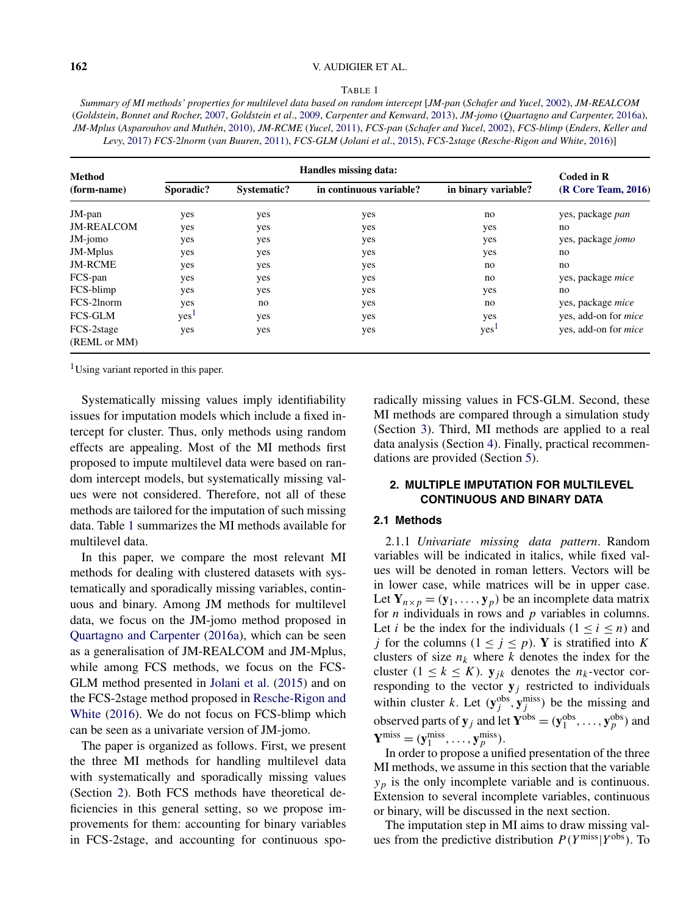TABLE 1

*Summary of MI methods' properties for multilevel data based on random intercept [JM-pan (Schafer and Yucel, 2002), JM-REALCOM (Goldstein, Bonnet and Rocher, 2007, Goldstein et al., 2009, Carpenter and Kenward, 2013), JM-jomo (Quartagno and Carpenter, 2016a), JM-Mplus (Asparouhov and Muthén, 2010), JM-RCME (Yucel, 2011), FCS-pan (Schafer and Yucel, 2002), FCS-blimp (Enders, Keller and Levy, 2017) FCS-2lnorm (van Buuren, 2011), FCS-GLM (Jolani et al., 2015), FCS-2stage (Resche-Rigon and White, 2016)]*

| **Method (form-name)** | **Handles missing data:** | | | | **Coded in R (R Core Team, 2016)** |
|---|---|---|---|---|---|
| | **Sporadic?** | **Systematic?** | **in continuous variable?** | **in binary variable?** | |
| JM-pan | yes | yes | yes | no | yes, package *pan* |
| JM-REALCOM | yes | yes | yes | yes | no |
| JM-jomo | yes | yes | yes | yes | yes, package *jomo* |
| JM-Mplus | yes | yes | yes | yes | no |
| JM-RCME | yes | yes | yes | no | no |
| FCS-pan | yes | yes | yes | no | yes, package *mice* |
| FCS-blimp | yes | yes | yes | yes | no |
| FCS-2lnorm | yes | no | yes | no | yes, package *mice* |
| FCS-GLM | yes[1] | yes | yes | yes | yes, add-on for *mice* |
| FCS-2stage (REML or MM) | yes | yes | yes | yes[1] | yes, add-on for *mice* |

[1]Using variant reported in this paper.

Systematically missing values imply identifiability issues for imputation models which include a fixed intercept for cluster. Thus, only methods using random effects are appealing. Most of the MI methods first proposed to impute multilevel data were based on random intercept models, but systematically missing values were not considered. Therefore, not all of these methods are tailored for the imputation of such missing data. Table 1 summarizes the MI methods available for multilevel data.

In this paper, we compare the most relevant MI methods for dealing with clustered datasets with systematically and sporadically missing variables, continuous and binary. Among JM methods for multilevel data, we focus on the JM-jomo method proposed in Quartagno and Carpenter (2016a), which can be seen as a generalisation of JM-REALCOM and JM-Mplus, while among FCS methods, we focus on the FCS-GLM method presented in Jolani et al. (2015) and on the FCS-2stage method proposed in Resche-Rigon and White (2016). We do not focus on FCS-blimp which can be seen as a univariate version of JM-jomo.

The paper is organized as follows. First, we present the three MI methods for handling multilevel data with systematically and sporadically missing values (Section 2). Both FCS methods have theoretical deficiencies in this general setting, so we propose improvements for them: accounting for binary variables in FCS-2stage, and accounting for continuous sporadically missing values in FCS-GLM. Second, these MI methods are compared through a simulation study (Section 3). Third, MI methods are applied to a real data analysis (Section 4). Finally, practical recommendations are provided (Section 5).

## 2. MULTIPLE IMPUTATION FOR MULTILEVEL CONTINUOUS AND BINARY DATA

### 2.1 Methods

2.1.1 *Univariate missing data pattern*. Random variables will be indicated in italics, while fixed values will be denoted in roman letters. Vectors will be in lower case, while matrices will be in upper case. Let $\mathbf{Y}_{n\times p} = (\mathbf{y}_1, \dots, \mathbf{y}_p)$ be an incomplete data matrix for $n$ individuals in rows and $p$ variables in columns. Let $i$ be the index for the individuals ($1 \le i \le n$) and $j$ for the columns ($1 \le j \le p$). $\mathbf{Y}$ is stratified into $K$ clusters of size $n_k$ where $k$ denotes the index for the cluster ($1 \le k \le K$). $\mathbf{y}_{jk}$ denotes the $n_k$-vector corresponding to the vector $\mathbf{y}_j$ restricted to individuals within cluster $k$. Let $(\mathbf{y}_j^{\text{obs}}, \mathbf{y}_j^{\text{miss}})$ be the missing and observed parts of $\mathbf{y}_j$ and let $\mathbf{Y}^{\text{obs}} = (\mathbf{y}_1^{\text{obs}}, \dots, \mathbf{y}_p^{\text{obs}})$ and $\mathbf{Y}^{\text{miss}} = (\mathbf{y}_1^{\text{miss}}, \dots, \mathbf{y}_p^{\text{miss}})$.

In order to propose a unified presentation of the three MI methods, we assume in this section that the variable $y_p$ is the only incomplete variable and is continuous. Extension to several incomplete variables, continuous or binary, will be discussed in the next section.

The imputation step in MI aims to draw missing values from the predictive distribution $P(Y^{\text{miss}}|Y^{\text{obs}})$. To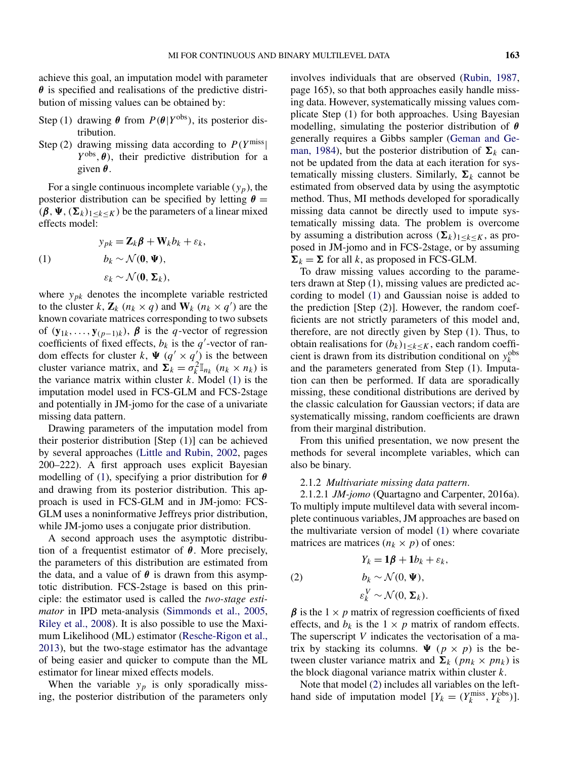achieve this goal, an imputation model with parameter $\boldsymbol{\theta}$ is specified and realisations of the predictive distribution of missing values can be obtained by:

Step (1) drawing $\boldsymbol{\theta}$ from $P(\boldsymbol{\theta}|Y^{\text{obs}})$, its posterior distribution.

Step (2) drawing missing data according to $P(Y^{\text{miss}}|Y^{\text{obs}}, \boldsymbol{\theta})$, their predictive distribution for a given $\boldsymbol{\theta}$.

For a single continuous incomplete variable ($y_p$), the posterior distribution can be specified by letting $\boldsymbol{\theta} = (\boldsymbol{\beta}, \boldsymbol{\Psi}, (\boldsymbol{\Sigma}_k)_{1\le k\le K})$ be the parameters of a linear mixed effects model:

$$
\begin{aligned}
&y_{pk} = \mathbf{Z}_k\boldsymbol{\beta} + \mathbf{W}_k b_k + \varepsilon_k,\\
(1)\qquad &b_k \sim \mathcal{N}(\mathbf{0}, \boldsymbol{\Psi}),\\
&\varepsilon_k \sim \mathcal{N}(\mathbf{0}, \boldsymbol{\Sigma}_k),
\end{aligned}
$$

where $y_{pk}$ denotes the incomplete variable restricted to the cluster $k$, $\mathbf{Z}_k$ ($n_k \times q$) and $\mathbf{W}_k$ ($n_k \times q'$) are the known covariate matrices corresponding to two subsets of $(\mathbf{y}_{1k}, \dots, \mathbf{y}_{(p-1)k})$, $\boldsymbol{\beta}$ is the $q$-vector of regression coefficients of fixed effects, $b_k$ is the $q'$-vector of random effects for cluster $k$, $\boldsymbol{\Psi}$ ($q' \times q'$) is the between cluster variance matrix, and $\boldsymbol{\Sigma}_k = \sigma_k^2 \mathbb{I}_{n_k}$ ($n_k \times n_k$) is the variance matrix within cluster $k$. Model (1) is the imputation model used in FCS-GLM and FCS-2stage and potentially in JM-jomo for the case of a univariate missing data pattern.

Drawing parameters of the imputation model from their posterior distribution [Step (1)] can be achieved by several approaches (Little and Rubin, 2002, pages 200–222). A first approach uses explicit Bayesian modelling of (1), specifying a prior distribution for $\boldsymbol{\theta}$ and drawing from its posterior distribution. This approach is used in FCS-GLM and in JM-jomo: FCS-GLM uses a noninformative Jeffreys prior distribution, while JM-jomo uses a conjugate prior distribution.

A second approach uses the asymptotic distribution of a frequentist estimator of $\boldsymbol{\theta}$. More precisely, the parameters of this distribution are estimated from the data, and a value of $\boldsymbol{\theta}$ is drawn from this asymptotic distribution. FCS-2stage is based on this principle: the estimator used is called the *two-stage estimator* in IPD meta-analysis (Simmonds et al., 2005, Riley et al., 2008). It is also possible to use the Maximum Likelihood (ML) estimator (Resche-Rigon et al., 2013), but the two-stage estimator has the advantage of being easier and quicker to compute than the ML estimator for linear mixed effects models.

When the variable $y_p$ is only sporadically missing, the posterior distribution of the parameters only involves individuals that are observed (Rubin, 1987, page 165), so that both approaches easily handle missing data. However, systematically missing values complicate Step (1) for both approaches. Using Bayesian modelling, simulating the posterior distribution of $\boldsymbol{\theta}$ generally requires a Gibbs sampler (Geman and Geman, 1984), but the posterior distribution of $\boldsymbol{\Sigma}_k$ cannot be updated from the data at each iteration for systematically missing clusters. Similarly, $\boldsymbol{\Sigma}_k$ cannot be estimated from observed data by using the asymptotic method. Thus, MI methods developed for sporadically missing data cannot be directly used to impute systematically missing data. The problem is overcome by assuming a distribution across $(\boldsymbol{\Sigma}_k)_{1\le k\le K}$, as proposed in JM-jomo and in FCS-2stage, or by assuming $\boldsymbol{\Sigma}_k = \boldsymbol{\Sigma}$ for all $k$, as proposed in FCS-GLM.

To draw missing values according to the parameters drawn at Step (1), missing values are predicted according to model (1) and Gaussian noise is added to the prediction [Step (2)]. However, the random coefficients are not strictly parameters of this model and, therefore, are not directly given by Step (1). Thus, to obtain realisations for $(b_k)_{1\le k\le K}$, each random coefficient is drawn from its distribution conditional on $y_k^{\text{obs}}$ and the parameters generated from Step (1). Imputation can then be performed. If data are sporadically missing, these conditional distributions are derived by the classic calculation for Gaussian vectors; if data are systematically missing, random coefficients are drawn from their marginal distribution.

From this unified presentation, we now present the methods for several incomplete variables, which can also be binary.

#### 2.1.2 *Multivariate missing data pattern*.

2.1.2.1 *JM-jomo* (Quartagno and Carpenter, 2016a). To multiply impute multilevel data with several incomplete continuous variables, JM approaches are based on the multivariate version of model (1) where covariate matrices are matrices ($n_k \times p$) of ones:

$$
\begin{aligned}
&Y_k = \mathbf{1}\boldsymbol{\beta} + \mathbf{1}b_k + \varepsilon_k,\\
(2)\qquad &b_k \sim \mathcal{N}(0, \boldsymbol{\Psi}),\\
&\varepsilon_k^V \sim \mathcal{N}(0, \boldsymbol{\Sigma}_k).
\end{aligned}
$$

$\boldsymbol{\beta}$ is the $1 \times p$ matrix of regression coefficients of fixed effects, and $b_k$ is the $1 \times p$ matrix of random effects. The superscript $V$ indicates the vectorisation of a matrix by stacking its columns. $\boldsymbol{\Psi}$ ($p \times p$) is the between cluster variance matrix and $\boldsymbol{\Sigma}_k$ ($pn_k \times pn_k$) is the block diagonal variance matrix within cluster $k$.

Note that model (2) includes all variables on the left-hand side of imputation model [$Y_k = (Y_k^{\text{miss}}, Y_k^{\text{obs}})$].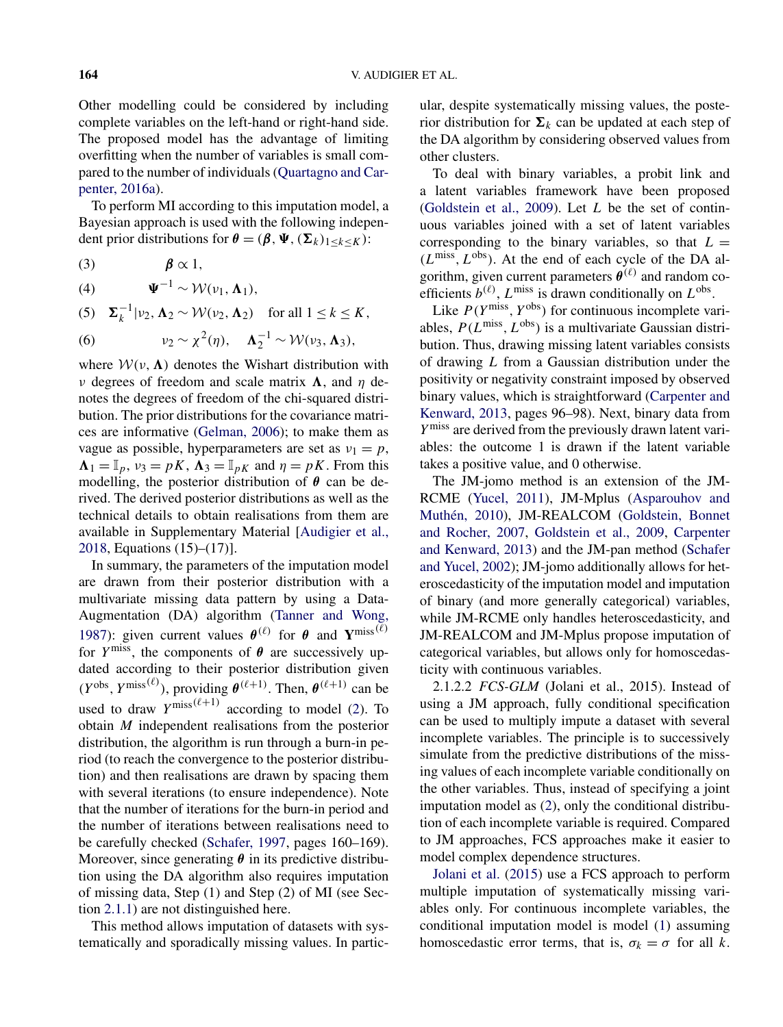Other modelling could be considered by including complete variables on the left-hand or right-hand side. The proposed model has the advantage of limiting overfitting when the number of variables is small compared to the number of individuals (Quartagno and Carpenter, 2016a).

To perform MI according to this imputation model, a Bayesian approach is used with the following independent prior distributions for $\boldsymbol{\theta} = (\boldsymbol{\beta}, \boldsymbol{\Psi}, (\boldsymbol{\Sigma}_k)_{1\leq k\leq K})$:

$$\boldsymbol{\beta} \propto 1, \tag{3}$$

$$\boldsymbol{\Psi}^{-1} \sim \mathcal{W}(\nu_1, \boldsymbol{\Lambda}_1), \tag{4}$$

$$\boldsymbol{\Sigma}_k^{-1}|\nu_2, \boldsymbol{\Lambda}_2 \sim \mathcal{W}(\nu_2, \boldsymbol{\Lambda}_2) \quad \text{for all } 1 \leq k \leq K, \tag{5}$$

$$\nu_2 \sim \chi^2(\eta), \quad \boldsymbol{\Lambda}_2^{-1} \sim \mathcal{W}(\nu_3, \boldsymbol{\Lambda}_3), \tag{6}$$

where $\mathcal{W}(\nu, \boldsymbol{\Lambda})$ denotes the Wishart distribution with $\nu$ degrees of freedom and scale matrix $\boldsymbol{\Lambda}$, and $\eta$ denotes the degrees of freedom of the chi-squared distribution. The prior distributions for the covariance matrices are informative (Gelman, 2006); to make them as vague as possible, hyperparameters are set as $\nu_1 = p$, $\boldsymbol{\Lambda}_1 = \mathbb{I}_p$, $\nu_3 = pK$, $\boldsymbol{\Lambda}_3 = \mathbb{I}_{pK}$ and $\eta = pK$. From this modelling, the posterior distribution of $\boldsymbol{\theta}$ can be derived. The derived posterior distributions as well as the technical details to obtain realisations from them are available in Supplementary Material [Audigier et al., 2018, Equations (15)–(17)].

In summary, the parameters of the imputation model are drawn from their posterior distribution with a multivariate missing data pattern by using a Data-Augmentation (DA) algorithm (Tanner and Wong, 1987): given current values $\boldsymbol{\theta}^{(\ell)}$ for $\boldsymbol{\theta}$ and $\mathbf{Y}^{\text{miss}(\ell)}$ for $Y^{\text{miss}}$, the components of $\boldsymbol{\theta}$ are successively updated according to their posterior distribution given $(Y^{\text{obs}}, Y^{\text{miss}(\ell)})$, providing $\boldsymbol{\theta}^{(\ell+1)}$. Then, $\boldsymbol{\theta}^{(\ell+1)}$ can be used to draw $Y^{\text{miss}(\ell+1)}$ according to model (2). To obtain $M$ independent realisations from the posterior distribution, the algorithm is run through a burn-in period (to reach the convergence to the posterior distribution) and then realisations are drawn by spacing them with several iterations (to ensure independence). Note that the number of iterations for the burn-in period and the number of iterations between realisations need to be carefully checked (Schafer, 1997, pages 160–169). Moreover, since generating $\boldsymbol{\theta}$ in its predictive distribution using the DA algorithm also requires imputation of missing data, Step (1) and Step (2) of MI (see Section 2.1.1) are not distinguished here.

This method allows imputation of datasets with systematically and sporadically missing values. In particular, despite systematically missing values, the posterior distribution for $\boldsymbol{\Sigma}_k$ can be updated at each step of the DA algorithm by considering observed values from other clusters.

To deal with binary variables, a probit link and a latent variables framework have been proposed (Goldstein et al., 2009). Let $L$ be the set of continuous variables joined with a set of latent variables corresponding to the binary variables, so that $L = (L^{\text{miss}}, L^{\text{obs}})$. At the end of each cycle of the DA algorithm, given current parameters $\boldsymbol{\theta}^{(\ell)}$ and random coefficients $b^{(\ell)}$, $L^{\text{miss}}$ is drawn conditionally on $L^{\text{obs}}$.

Like $P(Y^{\text{miss}}, Y^{\text{obs}})$ for continuous incomplete variables, $P(L^{\text{miss}}, L^{\text{obs}})$ is a multivariate Gaussian distribution. Thus, drawing missing latent variables consists of drawing $L$ from a Gaussian distribution under the positivity or negativity constraint imposed by observed binary values, which is straightforward (Carpenter and Kenward, 2013, pages 96–98). Next, binary data from $Y^{\text{miss}}$ are derived from the previously drawn latent variables: the outcome 1 is drawn if the latent variable takes a positive value, and 0 otherwise.

The JM-jomo method is an extension of the JM-RCME (Yucel, 2011), JM-Mplus (Asparouhov and Muthén, 2010), JM-REALCOM (Goldstein, Bonnet and Rocher, 2007, Goldstein et al., 2009, Carpenter and Kenward, 2013) and the JM-pan method (Schafer and Yucel, 2002); JM-jomo additionally allows for heteroscedasticity of the imputation model and imputation of binary (and more generally categorical) variables, while JM-RCME only handles heteroscedasticity, and JM-REALCOM and JM-Mplus propose imputation of categorical variables, but allows only for homoscedasticity with continuous variables.

2.1.2.2 *FCS-GLM* (Jolani et al., 2015). Instead of using a JM approach, fully conditional specification can be used to multiply impute a dataset with several incomplete variables. The principle is to successively simulate from the predictive distributions of the missing values of each incomplete variable conditionally on the other variables. Thus, instead of specifying a joint imputation model as (2), only the conditional distribution of each incomplete variable is required. Compared to JM approaches, FCS approaches make it easier to model complex dependence structures.

Jolani et al. (2015) use a FCS approach to perform multiple imputation of systematically missing variables only. For continuous incomplete variables, the conditional imputation model is model (1) assuming homoscedastic error terms, that is, $\sigma_k = \sigma$ for all $k$.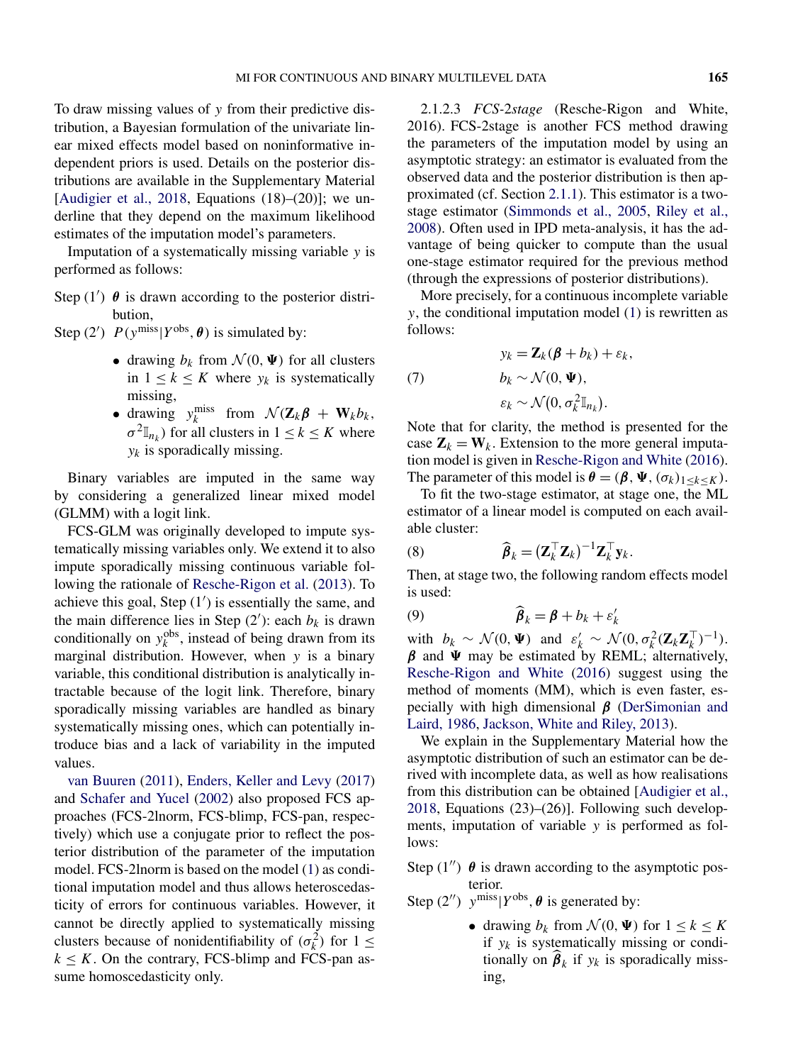To draw missing values of $y$ from their predictive distribution, a Bayesian formulation of the univariate linear mixed effects model based on noninformative independent priors is used. Details on the posterior distributions are available in the Supplementary Material [Audigier et al., 2018, Equations (18)–(20)]; we underline that they depend on the maximum likelihood estimates of the imputation model's parameters.

Imputation of a systematically missing variable $y$ is performed as follows:

Step (1′) $\boldsymbol{\theta}$ is drawn according to the posterior distribution,

Step (2′) $P(y^{\text{miss}}|Y^{\text{obs}}, \boldsymbol{\theta})$ is simulated by:

- drawing $b_k$ from $\mathcal{N}(0, \boldsymbol{\Psi})$ for all clusters in $1 \le k \le K$ where $y_k$ is systematically missing,
- drawing $y_k^{\text{miss}}$ from $\mathcal{N}(\mathbf{Z}_k\boldsymbol{\beta} + \mathbf{W}_k b_k, \sigma^2 \mathbb{I}_{n_k})$ for all clusters in $1 \le k \le K$ where $y_k$ is sporadically missing.

Binary variables are imputed in the same way by considering a generalized linear mixed model (GLMM) with a logit link.

FCS-GLM was originally developed to impute systematically missing variables only. We extend it to also impute sporadically missing continuous variable following the rationale of Resche-Rigon et al. (2013). To achieve this goal, Step (1′) is essentially the same, and the main difference lies in Step (2′): each $b_k$ is drawn conditionally on $y_k^{\text{obs}}$, instead of being drawn from its marginal distribution. However, when $y$ is a binary variable, this conditional distribution is analytically intractable because of the logit link. Therefore, binary sporadically missing variables are handled as binary systematically missing ones, which can potentially introduce bias and a lack of variability in the imputed values.

van Buuren (2011), Enders, Keller and Levy (2017) and Schafer and Yucel (2002) also proposed FCS approaches (FCS-2lnorm, FCS-blimp, FCS-pan, respectively) which use a conjugate prior to reflect the posterior distribution of the parameter of the imputation model. FCS-2lnorm is based on the model (1) as conditional imputation model and thus allows heteroscedasticity of errors for continuous variables. However, it cannot be directly applied to systematically missing clusters because of nonidentifiability of $(\sigma_k^2)$ for $1 \le k \le K$. On the contrary, FCS-blimp and FCS-pan assume homoscedasticity only.

2.1.2.3 *FCS-2stage* (Resche-Rigon and White, 2016). FCS-2stage is another FCS method drawing the parameters of the imputation model by using an asymptotic strategy: an estimator is evaluated from the observed data and the posterior distribution is then approximated (cf. Section 2.1.1). This estimator is a two-stage estimator (Simmonds et al., 2005, Riley et al., 2008). Often used in IPD meta-analysis, it has the advantage of being quicker to compute than the usual one-stage estimator required for the previous method (through the expressions of posterior distributions).

More precisely, for a continuous incomplete variable $y$, the conditional imputation model (1) is rewritten as follows:

$$
\begin{aligned}
& y_k = \mathbf{Z}_k(\boldsymbol{\beta} + b_k) + \varepsilon_k, \\
(7) \qquad & b_k \sim \mathcal{N}(0, \boldsymbol{\Psi}), \\
& \varepsilon_k \sim \mathcal{N}(0, \sigma_k^2 \mathbb{I}_{n_k}).
\end{aligned}
$$

Note that for clarity, the method is presented for the case $\mathbf{Z}_k = \mathbf{W}_k$. Extension to the more general imputation model is given in Resche-Rigon and White (2016). The parameter of this model is $\boldsymbol{\theta} = (\boldsymbol{\beta}, \boldsymbol{\Psi}, (\sigma_k)_{1 \le k \le K})$.

To fit the two-stage estimator, at stage one, the ML estimator of a linear model is computed on each available cluster:

$$
(8) \qquad \widehat{\boldsymbol{\beta}}_k = (\mathbf{Z}_k^\top \mathbf{Z}_k)^{-1} \mathbf{Z}_k^\top \mathbf{y}_k.
$$

Then, at stage two, the following random effects model is used:

$$
(9) \qquad \widehat{\boldsymbol{\beta}}_k = \boldsymbol{\beta} + b_k + \varepsilon'_k
$$

with $b_k \sim \mathcal{N}(0, \boldsymbol{\Psi})$ and $\varepsilon'_k \sim \mathcal{N}(0, \sigma_k^2(\mathbf{Z}_k\mathbf{Z}_k^\top)^{-1})$. $\boldsymbol{\beta}$ and $\boldsymbol{\Psi}$ may be estimated by REML; alternatively, Resche-Rigon and White (2016) suggest using the method of moments (MM), which is even faster, especially with high dimensional $\boldsymbol{\beta}$ (DerSimonian and Laird, 1986, Jackson, White and Riley, 2013).

We explain in the Supplementary Material how the asymptotic distribution of such an estimator can be derived with incomplete data, as well as how realisations from this distribution can be obtained [Audigier et al., 2018, Equations (23)–(26)]. Following such developments, imputation of variable $y$ is performed as follows:

Step (1″) $\boldsymbol{\theta}$ is drawn according to the asymptotic posterior.

Step (2″) $y^{\text{miss}}|Y^{\text{obs}}, \boldsymbol{\theta}$ is generated by:

- drawing $b_k$ from $\mathcal{N}(0, \boldsymbol{\Psi})$ for $1 \le k \le K$ if $y_k$ is systematically missing or conditionally on $\widehat{\boldsymbol{\beta}}_k$ if $y_k$ is sporadically missing,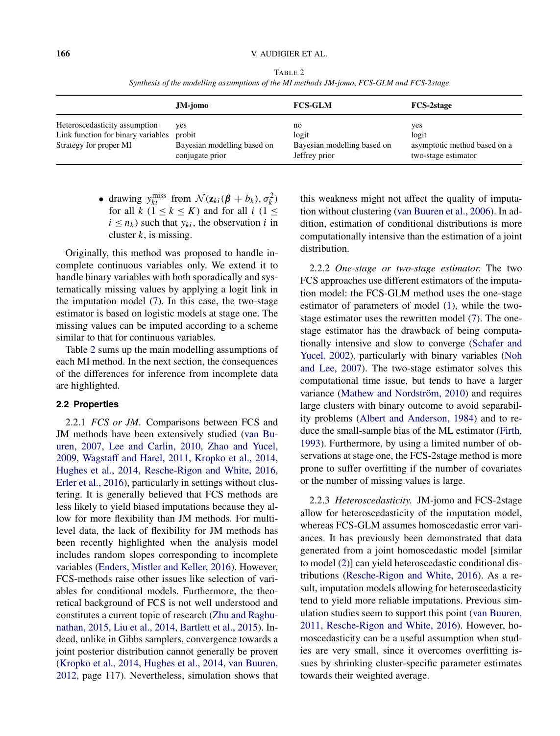TABLE 2

*Synthesis of the modelling assumptions of the MI methods JM-jomo, FCS-GLM and FCS-2stage*

| | JM-jomo | FCS-GLM | FCS-2stage |
|---|---|---|---|
| Heteroscedasticity assumption | yes | no | yes |
| Link function for binary variables | probit | logit | logit |
| Strategy for proper MI | Bayesian modelling based on conjugate prior | Bayesian modelling based on Jeffrey prior | asymptotic method based on a two-stage estimator |

- drawing $y_{ki}^{\text{miss}}$ from $\mathcal{N}(\mathbf{z}_{ki}(\boldsymbol{\beta} + b_k), \sigma_k^2)$ for all $k$ $(1 \leq k \leq K)$ and for all $i$ $(1 \leq i \leq n_k)$ such that $y_{ki}$, the observation $i$ in cluster $k$, is missing.

Originally, this method was proposed to handle incomplete continuous variables only. We extend it to handle binary variables with both sporadically and systematically missing values by applying a logit link in the imputation model (7). In this case, the two-stage estimator is based on logistic models at stage one. The missing values can be imputed according to a scheme similar to that for continuous variables.

Table 2 sums up the main modelling assumptions of each MI method. In the next section, the consequences of the differences for inference from incomplete data are highlighted.

### 2.2 Properties

2.2.1 *FCS or JM*. Comparisons between FCS and JM methods have been extensively studied (van Buuren, 2007, Lee and Carlin, 2010, Zhao and Yucel, 2009, Wagstaff and Harel, 2011, Kropko et al., 2014, Hughes et al., 2014, Resche-Rigon and White, 2016, Erler et al., 2016), particularly in settings without clustering. It is generally believed that FCS methods are less likely to yield biased imputations because they allow for more flexibility than JM methods. For multilevel data, the lack of flexibility for JM methods has been recently highlighted when the analysis model includes random slopes corresponding to incomplete variables (Enders, Mistler and Keller, 2016). However, FCS-methods raise other issues like selection of variables for conditional models. Furthermore, the theoretical background of FCS is not well understood and constitutes a current topic of research (Zhu and Raghunathan, 2015, Liu et al., 2014, Bartlett et al., 2015). Indeed, unlike in Gibbs samplers, convergence towards a joint posterior distribution cannot generally be proven (Kropko et al., 2014, Hughes et al., 2014, van Buuren, 2012, page 117). Nevertheless, simulation shows that this weakness might not affect the quality of imputation without clustering (van Buuren et al., 2006). In addition, estimation of conditional distributions is more computationally intensive than the estimation of a joint distribution.

2.2.2 *One-stage or two-stage estimator*. The two FCS approaches use different estimators of the imputation model: the FCS-GLM method uses the one-stage estimator of parameters of model (1), while the two-stage estimator uses the rewritten model (7). The one-stage estimator has the drawback of being computationally intensive and slow to converge (Schafer and Yucel, 2002), particularly with binary variables (Noh and Lee, 2007). The two-stage estimator solves this computational time issue, but tends to have a larger variance (Mathew and Nordström, 2010) and requires large clusters with binary outcome to avoid separability problems (Albert and Anderson, 1984) and to reduce the small-sample bias of the ML estimator (Firth, 1993). Furthermore, by using a limited number of observations at stage one, the FCS-2stage method is more prone to suffer overfitting if the number of covariates or the number of missing values is large.

2.2.3 *Heteroscedasticity*. JM-jomo and FCS-2stage allow for heteroscedasticity of the imputation model, whereas FCS-GLM assumes homoscedastic error variances. It has previously been demonstrated that data generated from a joint homoscedastic model [similar to model (2)] can yield heteroscedastic conditional distributions (Resche-Rigon and White, 2016). As a result, imputation models allowing for heteroscedasticity tend to yield more reliable imputations. Previous simulation studies seem to support this point (van Buuren, 2011, Resche-Rigon and White, 2016). However, homoscedasticity can be a useful assumption when studies are very small, since it overcomes overfitting issues by shrinking cluster-specific parameter estimates towards their weighted average.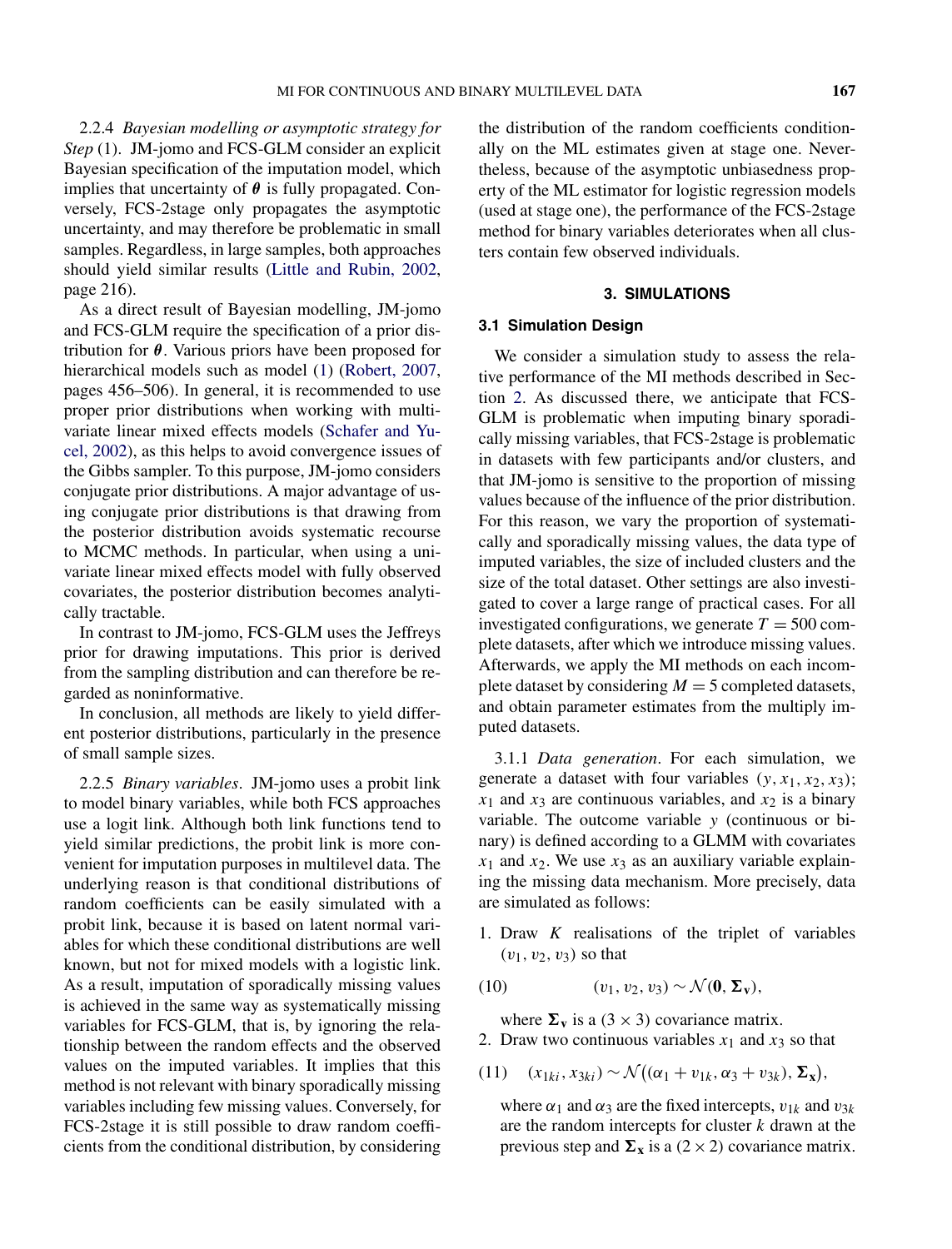2.2.4 *Bayesian modelling or asymptotic strategy for Step* (1). JM-jomo and FCS-GLM consider an explicit Bayesian specification of the imputation model, which implies that uncertainty of $\boldsymbol{\theta}$ is fully propagated. Conversely, FCS-2stage only propagates the asymptotic uncertainty, and may therefore be problematic in small samples. Regardless, in large samples, both approaches should yield similar results (Little and Rubin, 2002, page 216).

As a direct result of Bayesian modelling, JM-jomo and FCS-GLM require the specification of a prior distribution for $\boldsymbol{\theta}$. Various priors have been proposed for hierarchical models such as model (1) (Robert, 2007, pages 456–506). In general, it is recommended to use proper prior distributions when working with multivariate linear mixed effects models (Schafer and Yucel, 2002), as this helps to avoid convergence issues of the Gibbs sampler. To this purpose, JM-jomo considers conjugate prior distributions. A major advantage of using conjugate prior distributions is that drawing from the posterior distribution avoids systematic recourse to MCMC methods. In particular, when using a univariate linear mixed effects model with fully observed covariates, the posterior distribution becomes analytically tractable.

In contrast to JM-jomo, FCS-GLM uses the Jeffreys prior for drawing imputations. This prior is derived from the sampling distribution and can therefore be regarded as noninformative.

In conclusion, all methods are likely to yield different posterior distributions, particularly in the presence of small sample sizes.

2.2.5 *Binary variables*. JM-jomo uses a probit link to model binary variables, while both FCS approaches use a logit link. Although both link functions tend to yield similar predictions, the probit link is more convenient for imputation purposes in multilevel data. The underlying reason is that conditional distributions of random coefficients can be easily simulated with a probit link, because it is based on latent normal variables for which these conditional distributions are well known, but not for mixed models with a logistic link. As a result, imputation of sporadically missing values is achieved in the same way as systematically missing variables for FCS-GLM, that is, by ignoring the relationship between the random effects and the observed values on the imputed variables. It implies that this method is not relevant with binary sporadically missing variables including few missing values. Conversely, for FCS-2stage it is still possible to draw random coefficients from the conditional distribution, by considering the distribution of the random coefficients conditionally on the ML estimates given at stage one. Nevertheless, because of the asymptotic unbiasedness property of the ML estimator for logistic regression models (used at stage one), the performance of the FCS-2stage method for binary variables deteriorates when all clusters contain few observed individuals.

## 3. SIMULATIONS

### 3.1 Simulation Design

We consider a simulation study to assess the relative performance of the MI methods described in Section 2. As discussed there, we anticipate that FCS-GLM is problematic when imputing binary sporadically missing variables, that FCS-2stage is problematic in datasets with few participants and/or clusters, and that JM-jomo is sensitive to the proportion of missing values because of the influence of the prior distribution. For this reason, we vary the proportion of systematically and sporadically missing values, the data type of imputed variables, the size of included clusters and the size of the total dataset. Other settings are also investigated to cover a large range of practical cases. For all investigated configurations, we generate $T = 500$ complete datasets, after which we introduce missing values. Afterwards, we apply the MI methods on each incomplete dataset by considering $M = 5$ completed datasets, and obtain parameter estimates from the multiply imputed datasets.

3.1.1 *Data generation*. For each simulation, we generate a dataset with four variables $(y, x_1, x_2, x_3)$; $x_1$ and $x_3$ are continuous variables, and $x_2$ is a binary variable. The outcome variable $y$ (continuous or binary) is defined according to a GLMM with covariates $x_1$ and $x_2$. We use $x_3$ as an auxiliary variable explaining the missing data mechanism. More precisely, data are simulated as follows:

1. Draw $K$ realisations of the triplet of variables $(v_1, v_2, v_3)$ so that

$$(v_1, v_2, v_3) \sim \mathcal{N}(\mathbf{0}, \boldsymbol{\Sigma}_{\mathbf{v}}), \tag{10}$$

   where $\boldsymbol{\Sigma}_{\mathbf{v}}$ is a $(3 \times 3)$ covariance matrix.
2. Draw two continuous variables $x_1$ and $x_3$ so that

$$(x_{1ki}, x_{3ki}) \sim \mathcal{N}\big((\alpha_1 + v_{1k}, \alpha_3 + v_{3k}), \boldsymbol{\Sigma}_{\mathbf{x}}\big), \tag{11}$$

   where $\alpha_1$ and $\alpha_3$ are the fixed intercepts, $v_{1k}$ and $v_{3k}$ are the random intercepts for cluster $k$ drawn at the previous step and $\boldsymbol{\Sigma}_{\mathbf{x}}$ is a $(2 \times 2)$ covariance matrix.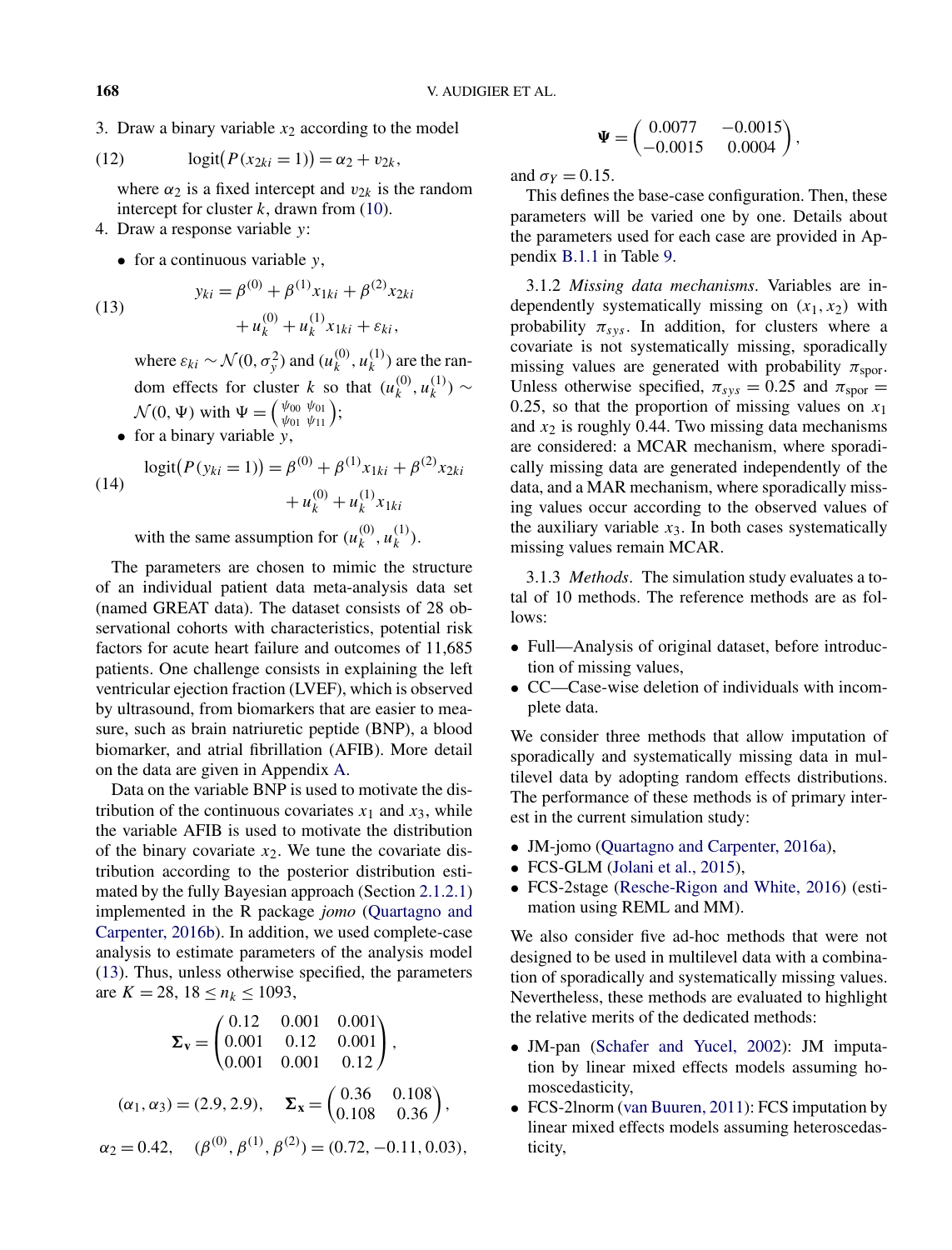3. Draw a binary variable $x_2$ according to the model

$$\text{logit}\big(P(x_{2ki}=1)\big)=\alpha_2+v_{2k}, \tag{12}$$

   where $\alpha_2$ is a fixed intercept and $v_{2k}$ is the random intercept for cluster $k$, drawn from (10).
4. Draw a response variable $y$:
   - for a continuous variable $y$,

$$\begin{aligned} y_{ki} = {} & \beta^{(0)}+\beta^{(1)}x_{1ki}+\beta^{(2)}x_{2ki} \\ & + u_k^{(0)}+u_k^{(1)}x_{1ki}+\varepsilon_{ki}, \end{aligned} \tag{13}$$

     where $\varepsilon_{ki}\sim\mathcal{N}(0,\sigma_y^2)$ and $(u_k^{(0)},u_k^{(1)})$ are the random effects for cluster $k$ so that $(u_k^{(0)},u_k^{(1)})\sim\mathcal{N}(0,\Psi)$ with $\Psi=\begin{pmatrix}\psi_{00} & \psi_{01}\\ \psi_{01} & \psi_{11}\end{pmatrix}$;
   - for a binary variable $y$,

$$\begin{aligned} \text{logit}\big(P(y_{ki}=1)\big) = {} & \beta^{(0)}+\beta^{(1)}x_{1ki}+\beta^{(2)}x_{2ki} \\ & + u_k^{(0)}+u_k^{(1)}x_{1ki} \end{aligned} \tag{14}$$

     with the same assumption for $(u_k^{(0)},u_k^{(1)})$.

The parameters are chosen to mimic the structure of an individual patient data meta-analysis data set (named GREAT data). The dataset consists of 28 observational cohorts with characteristics, potential risk factors for acute heart failure and outcomes of 11,685 patients. One challenge consists in explaining the left ventricular ejection fraction (LVEF), which is observed by ultrasound, from biomarkers that are easier to measure, such as brain natriuretic peptide (BNP), a blood biomarker, and atrial fibrillation (AFIB). More detail on the data are given in Appendix A.

Data on the variable BNP is used to motivate the distribution of the continuous covariates $x_1$ and $x_3$, while the variable AFIB is used to motivate the distribution of the binary covariate $x_2$. We tune the covariate distribution according to the posterior distribution estimated by the fully Bayesian approach (Section 2.1.2.1) implemented in the R package *jomo* (Quartagno and Carpenter, 2016b). In addition, we used complete-case analysis to estimate parameters of the analysis model (13). Thus, unless otherwise specified, the parameters are $K=28$, $18\le n_k\le 1093$,

$$\mathbf{\Sigma_v}=\begin{pmatrix}0.12 & 0.001 & 0.001\\ 0.001 & 0.12 & 0.001\\ 0.001 & 0.001 & 0.12\end{pmatrix},$$

$$(\alpha_1,\alpha_3)=(2.9,2.9),\quad \mathbf{\Sigma_x}=\begin{pmatrix}0.36 & 0.108\\ 0.108 & 0.36\end{pmatrix},$$

$$\alpha_2=0.42,\quad (\beta^{(0)},\beta^{(1)},\beta^{(2)})=(0.72,-0.11,0.03),$$

$$\mathbf{\Psi}=\begin{pmatrix}0.0077 & -0.0015\\ -0.0015 & 0.0004\end{pmatrix},$$

and $\sigma_Y=0.15$.

This defines the base-case configuration. Then, these parameters will be varied one by one. Details about the parameters used for each case are provided in Appendix B.1.1 in Table 9.

3.1.2 *Missing data mechanisms*. Variables are independently systematically missing on $(x_1,x_2)$ with probability $\pi_{sys}$. In addition, for clusters where a covariate is not systematically missing, sporadically missing values are generated with probability $\pi_{\text{spor}}$. Unless otherwise specified, $\pi_{sys}=0.25$ and $\pi_{\text{spor}}=0.25$, so that the proportion of missing values on $x_1$ and $x_2$ is roughly 0.44. Two missing data mechanisms are considered: a MCAR mechanism, where sporadically missing data are generated independently of the data, and a MAR mechanism, where sporadically missing values occur according to the observed values of the auxiliary variable $x_3$. In both cases systematically missing values remain MCAR.

3.1.3 *Methods*. The simulation study evaluates a total of 10 methods. The reference methods are as follows:

- Full—Analysis of original dataset, before introduction of missing values,
- CC—Case-wise deletion of individuals with incomplete data.

We consider three methods that allow imputation of sporadically and systematically missing data in multilevel data by adopting random effects distributions. The performance of these methods is of primary interest in the current simulation study:

- JM-jomo (Quartagno and Carpenter, 2016a),
- FCS-GLM (Jolani et al., 2015),
- FCS-2stage (Resche-Rigon and White, 2016) (estimation using REML and MM).

We also consider five ad-hoc methods that were not designed to be used in multilevel data with a combination of sporadically and systematically missing values. Nevertheless, these methods are evaluated to highlight the relative merits of the dedicated methods:

- JM-pan (Schafer and Yucel, 2002): JM imputation by linear mixed effects models assuming homoscedasticity,
- FCS-2lnorm (van Buuren, 2011): FCS imputation by linear mixed effects models assuming heteroscedasticity,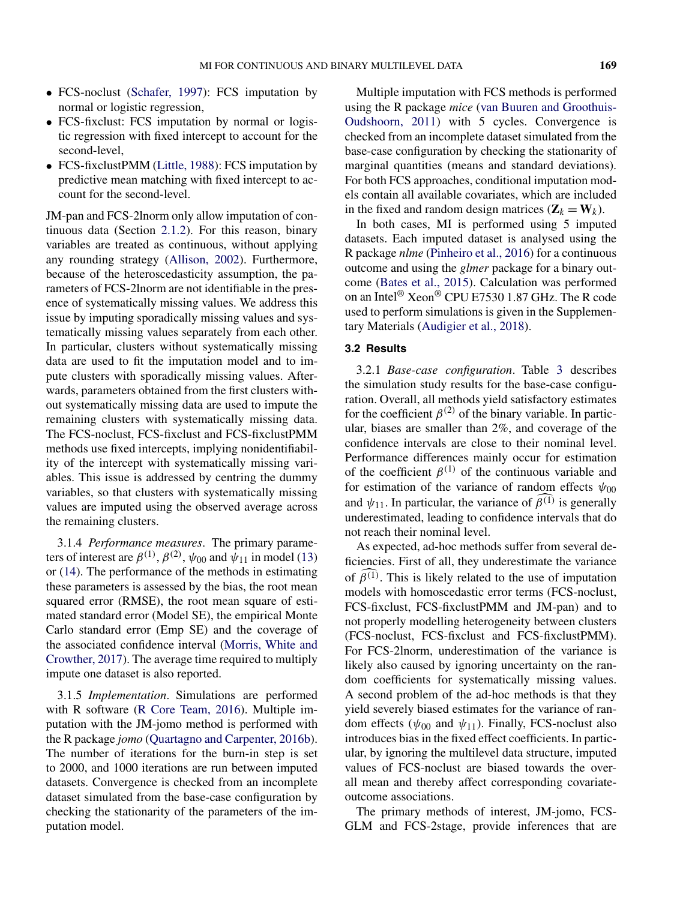- FCS-noclust (Schafer, 1997): FCS imputation by normal or logistic regression,
- FCS-fixclust: FCS imputation by normal or logistic regression with fixed intercept to account for the second-level,
- FCS-fixclustPMM (Little, 1988): FCS imputation by predictive mean matching with fixed intercept to account for the second-level.

JM-pan and FCS-2lnorm only allow imputation of continuous data (Section 2.1.2). For this reason, binary variables are treated as continuous, without applying any rounding strategy (Allison, 2002). Furthermore, because of the heteroscedasticity assumption, the parameters of FCS-2lnorm are not identifiable in the presence of systematically missing values. We address this issue by imputing sporadically missing values and systematically missing values separately from each other. In particular, clusters without systematically missing data are used to fit the imputation model and to impute clusters with sporadically missing values. Afterwards, parameters obtained from the first clusters without systematically missing data are used to impute the remaining clusters with systematically missing data. The FCS-noclust, FCS-fixclust and FCS-fixclustPMM methods use fixed intercepts, implying nonidentifiability of the intercept with systematically missing variables. This issue is addressed by centring the dummy variables, so that clusters with systematically missing values are imputed using the observed average across the remaining clusters.

3.1.4 *Performance measures*. The primary parameters of interest are $\beta^{(1)}$, $\beta^{(2)}$, $\psi_{00}$ and $\psi_{11}$ in model (13) or (14). The performance of the methods in estimating these parameters is assessed by the bias, the root mean squared error (RMSE), the root mean square of estimated standard error (Model SE), the empirical Monte Carlo standard error (Emp SE) and the coverage of the associated confidence interval (Morris, White and Crowther, 2017). The average time required to multiply impute one dataset is also reported.

3.1.5 *Implementation*. Simulations are performed with R software (R Core Team, 2016). Multiple imputation with the JM-jomo method is performed with the R package *jomo* (Quartagno and Carpenter, 2016b). The number of iterations for the burn-in step is set to 2000, and 1000 iterations are run between imputed datasets. Convergence is checked from an incomplete dataset simulated from the base-case configuration by checking the stationarity of the parameters of the imputation model.

Multiple imputation with FCS methods is performed using the R package *mice* (van Buuren and Groothuis-Oudshoorn, 2011) with 5 cycles. Convergence is checked from an incomplete dataset simulated from the base-case configuration by checking the stationarity of marginal quantities (means and standard deviations). For both FCS approaches, conditional imputation models contain all available covariates, which are included in the fixed and random design matrices ($\mathbf{Z}_k = \mathbf{W}_k$).

In both cases, MI is performed using 5 imputed datasets. Each imputed dataset is analysed using the R package *nlme* (Pinheiro et al., 2016) for a continuous outcome and using the *glmer* package for a binary outcome (Bates et al., 2015). Calculation was performed on an Intel® Xeon® CPU E7530 1.87 GHz. The R code used to perform simulations is given in the Supplementary Materials (Audigier et al., 2018).

### 3.2 Results

3.2.1 *Base-case configuration*. Table 3 describes the simulation study results for the base-case configuration. Overall, all methods yield satisfactory estimates for the coefficient $\beta^{(2)}$ of the binary variable. In particular, biases are smaller than 2%, and coverage of the confidence intervals are close to their nominal level. Performance differences mainly occur for estimation of the coefficient $\beta^{(1)}$ of the continuous variable and for estimation of the variance of random effects $\psi_{00}$ and $\psi_{11}$. In particular, the variance of $\widehat{\beta^{(1)}}$ is generally underestimated, leading to confidence intervals that do not reach their nominal level.

As expected, ad-hoc methods suffer from several deficiencies. First of all, they underestimate the variance of $\widehat{\beta^{(1)}}$. This is likely related to the use of imputation models with homoscedastic error terms (FCS-noclust, FCS-fixclust, FCS-fixclustPMM and JM-pan) and to not properly modelling heterogeneity between clusters (FCS-noclust, FCS-fixclust and FCS-fixclustPMM). For FCS-2lnorm, underestimation of the variance is likely also caused by ignoring uncertainty on the random coefficients for systematically missing values. A second problem of the ad-hoc methods is that they yield severely biased estimates for the variance of random effects ($\psi_{00}$ and $\psi_{11}$). Finally, FCS-noclust also introduces bias in the fixed effect coefficients. In particular, by ignoring the multilevel data structure, imputed values of FCS-noclust are biased towards the overall mean and thereby affect corresponding covariate-outcome associations.

The primary methods of interest, JM-jomo, FCS-GLM and FCS-2stage, provide inferences that are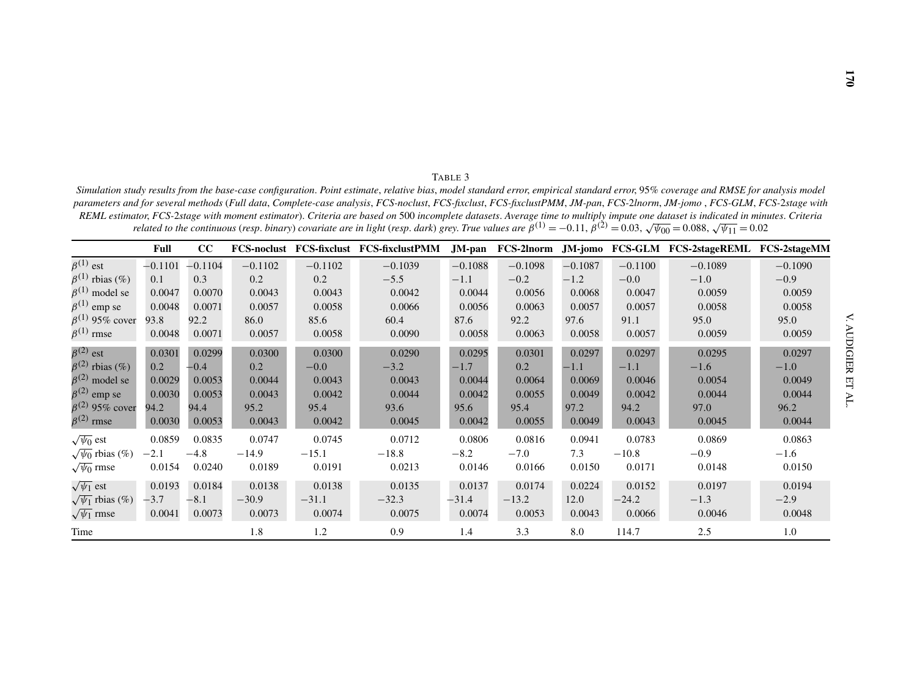TABLE 3

*Simulation study results from the base-case configuration. Point estimate, relative bias, model standard error, empirical standard error, 95% coverage and RMSE for analysis model parameters and for several methods (Full data, Complete-case analysis, FCS-noclust, FCS-fixclust, FCS-fixclustPMM, JM-pan, FCS-2lnorm, JM-jomo , FCS-GLM, FCS-2stage with REML estimator, FCS-2stage with moment estimator). Criteria are based on 500 incomplete datasets. Average time to multiply impute one dataset is indicated in minutes. Criteria related to the continuous (resp. binary) covariate are in light (resp. dark) grey. True values are $\beta^{(1)} = -0.11$, $\beta^{(2)} = 0.03$, $\sqrt{\psi_{00}} = 0.088$, $\sqrt{\psi_{11}} = 0.02$*

| | Full | CC | FCS-noclust | FCS-fixclust | FCS-fixclustPMM | JM-pan | FCS-2lnorm | JM-jomo | FCS-GLM | FCS-2stageREML | FCS-2stageMM |
|---|---|---|---|---|---|---|---|---|---|---|---|
| $\beta^{(1)}$ est | −0.1101 | −0.1104 | −0.1102 | −0.1102 | −0.1039 | −0.1088 | −0.1098 | −0.1087 | −0.1100 | −0.1089 | −0.1090 |
| $\beta^{(1)}$ rbias (%) | 0.1 | 0.3 | 0.2 | 0.2 | −5.5 | −1.1 | −0.2 | −1.2 | −0.0 | −1.0 | −0.9 |
| $\beta^{(1)}$ model se | 0.0047 | 0.0070 | 0.0043 | 0.0043 | 0.0042 | 0.0044 | 0.0056 | 0.0068 | 0.0047 | 0.0059 | 0.0059 |
| $\beta^{(1)}$ emp se | 0.0048 | 0.0071 | 0.0057 | 0.0058 | 0.0066 | 0.0056 | 0.0063 | 0.0057 | 0.0057 | 0.0058 | 0.0058 |
| $\beta^{(1)}$ 95% cover | 93.8 | 92.2 | 86.0 | 85.6 | 60.4 | 87.6 | 92.2 | 97.6 | 91.1 | 95.0 | 95.0 |
| $\beta^{(1)}$ rmse | 0.0048 | 0.0071 | 0.0057 | 0.0058 | 0.0090 | 0.0058 | 0.0063 | 0.0058 | 0.0057 | 0.0059 | 0.0059 |
| $\beta^{(2)}$ est | 0.0301 | 0.0299 | 0.0300 | 0.0300 | 0.0290 | 0.0295 | 0.0301 | 0.0297 | 0.0297 | 0.0295 | 0.0297 |
| $\beta^{(2)}$ rbias (%) | 0.2 | −0.4 | 0.2 | −0.0 | −3.2 | −1.7 | 0.2 | −1.1 | −1.1 | −1.6 | −1.0 |
| $\beta^{(2)}$ model se | 0.0029 | 0.0053 | 0.0044 | 0.0043 | 0.0043 | 0.0044 | 0.0064 | 0.0069 | 0.0046 | 0.0054 | 0.0049 |
| $\beta^{(2)}$ emp se | 0.0030 | 0.0053 | 0.0043 | 0.0042 | 0.0044 | 0.0042 | 0.0055 | 0.0049 | 0.0042 | 0.0044 | 0.0044 |
| $\beta^{(2)}$ 95% cover | 94.2 | 94.4 | 95.2 | 95.4 | 93.6 | 95.6 | 95.4 | 97.2 | 94.2 | 97.0 | 96.2 |
| $\beta^{(2)}$ rmse | 0.0030 | 0.0053 | 0.0043 | 0.0042 | 0.0045 | 0.0042 | 0.0055 | 0.0049 | 0.0043 | 0.0045 | 0.0044 |
| $\sqrt{\psi_0}$ est | 0.0859 | 0.0835 | 0.0747 | 0.0745 | 0.0712 | 0.0806 | 0.0816 | 0.0941 | 0.0783 | 0.0869 | 0.0863 |
| $\sqrt{\psi_0}$ rbias (%) | −2.1 | −4.8 | −14.9 | −15.1 | −18.8 | −8.2 | −7.0 | 7.3 | −10.8 | −0.9 | −1.6 |
| $\sqrt{\psi_0}$ rmse | 0.0154 | 0.0240 | 0.0189 | 0.0191 | 0.0213 | 0.0146 | 0.0166 | 0.0150 | 0.0171 | 0.0148 | 0.0150 |
| $\sqrt{\psi_1}$ est | 0.0193 | 0.0184 | 0.0138 | 0.0138 | 0.0135 | 0.0137 | 0.0174 | 0.0224 | 0.0152 | 0.0197 | 0.0194 |
| $\sqrt{\psi_1}$ rbias (%) | −3.7 | −8.1 | −30.9 | −31.1 | −32.3 | −31.4 | −13.2 | 12.0 | −24.2 | −1.3 | −2.9 |
| $\sqrt{\psi_1}$ rmse | 0.0041 | 0.0073 | 0.0073 | 0.0074 | 0.0075 | 0.0074 | 0.0053 | 0.0043 | 0.0066 | 0.0046 | 0.0048 |
| Time | | | 1.8 | 1.2 | 0.9 | 1.4 | 3.3 | 8.0 | 114.7 | 2.5 | 1.0 |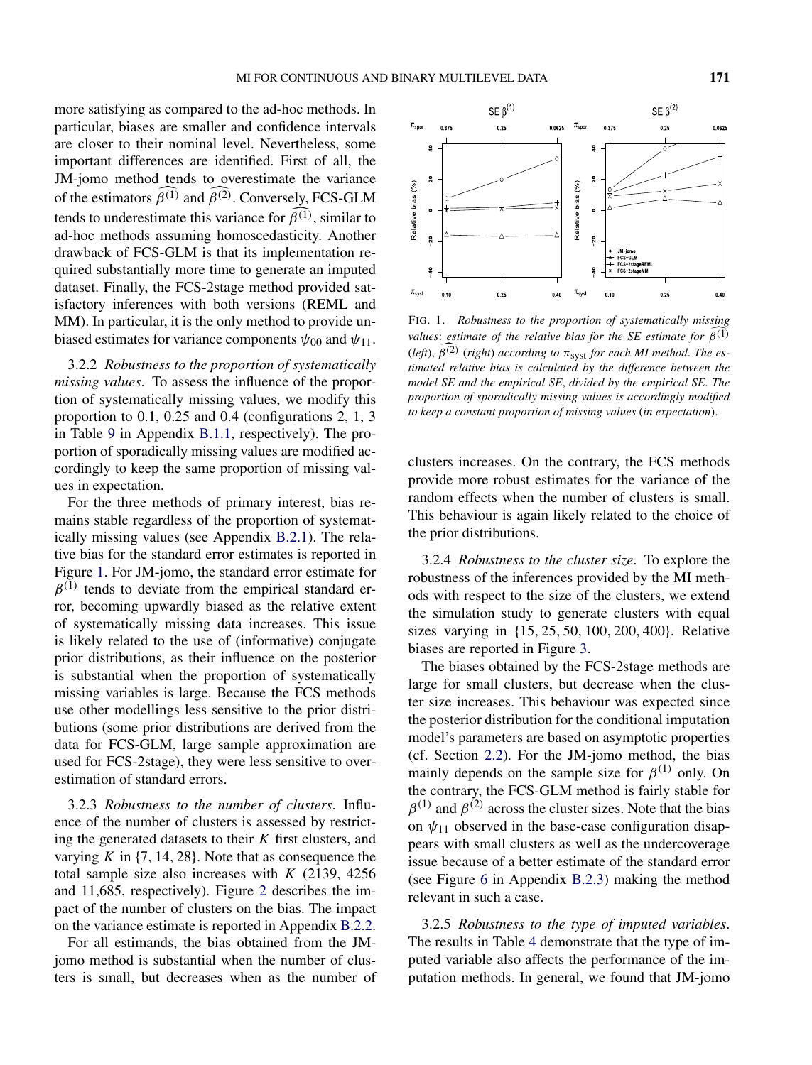more satisfying as compared to the ad-hoc methods. In particular, biases are smaller and confidence intervals are closer to their nominal level. Nevertheless, some important differences are identified. First of all, the JM-jomo method tends to overestimate the variance of the estimators $\widehat{\beta^{(1)}}$ and $\widehat{\beta^{(2)}}$. Conversely, FCS-GLM tends to underestimate this variance for $\widehat{\beta^{(1)}}$, similar to ad-hoc methods assuming homoscedasticity. Another drawback of FCS-GLM is that its implementation required substantially more time to generate an imputed dataset. Finally, the FCS-2stage method provided satisfactory inferences with both versions (REML and MM). In particular, it is the only method to provide unbiased estimates for variance components $\psi_{00}$ and $\psi_{11}$.

3.2.2 *Robustness to the proportion of systematically missing values*. To assess the influence of the proportion of systematically missing values, we modify this proportion to 0.1, 0.25 and 0.4 (configurations 2, 1, 3 in Table 9 in Appendix B.1.1, respectively). The proportion of sporadically missing values are modified accordingly to keep the same proportion of missing values in expectation.

For the three methods of primary interest, bias remains stable regardless of the proportion of systematically missing values (see Appendix B.2.1). The relative bias for the standard error estimates is reported in Figure 1. For JM-jomo, the standard error estimate for $\beta^{(1)}$ tends to deviate from the empirical standard error, becoming upwardly biased as the relative extent of systematically missing data increases. This issue is likely related to the use of (informative) conjugate prior distributions, as their influence on the posterior is substantial when the proportion of systematically missing variables is large. Because the FCS methods use other modellings less sensitive to the prior distributions (some prior distributions are derived from the data for FCS-GLM, large sample approximation are used for FCS-2stage), they were less sensitive to overestimation of standard errors.

FIG. 1. *Robustness to the proportion of systematically missing values: estimate of the relative bias for the SE estimate for* $\widehat{\beta^{(1)}}$ (*left*), $\widehat{\beta^{(2)}}$ (*right*) *according to* $\pi_{\text{syst}}$ *for each MI method. The estimated relative bias is calculated by the difference between the model SE and the empirical SE, divided by the empirical SE. The proportion of sporadically missing values is accordingly modified to keep a constant proportion of missing values* (*in expectation*).

3.2.3 *Robustness to the number of clusters*. Influence of the number of clusters is assessed by restricting the generated datasets to their $K$ first clusters, and varying $K$ in $\{7, 14, 28\}$. Note that as consequence the total sample size also increases with $K$ (2139, 4256 and 11,685, respectively). Figure 2 describes the impact of the number of clusters on the bias. The impact on the variance estimate is reported in Appendix B.2.2.

For all estimands, the bias obtained from the JM-jomo method is substantial when the number of clusters is small, but decreases when as the number of clusters increases. On the contrary, the FCS methods provide more robust estimates for the variance of the random effects when the number of clusters is small. This behaviour is again likely related to the choice of the prior distributions.

3.2.4 *Robustness to the cluster size*. To explore the robustness of the inferences provided by the MI methods with respect to the size of the clusters, we extend the simulation study to generate clusters with equal sizes varying in $\{15, 25, 50, 100, 200, 400\}$. Relative biases are reported in Figure 3.

The biases obtained by the FCS-2stage methods are large for small clusters, but decrease when the cluster size increases. This behaviour was expected since the posterior distribution for the conditional imputation model's parameters are based on asymptotic properties (cf. Section 2.2). For the JM-jomo method, the bias mainly depends on the sample size for $\beta^{(1)}$ only. On the contrary, the FCS-GLM method is fairly stable for $\beta^{(1)}$ and $\beta^{(2)}$ across the cluster sizes. Note that the bias on $\psi_{11}$ observed in the base-case configuration disappears with small clusters as well as the undercoverage issue because of a better estimate of the standard error (see Figure 6 in Appendix B.2.3) making the method relevant in such a case.

3.2.5 *Robustness to the type of imputed variables*. The results in Table 4 demonstrate that the type of imputed variable also affects the performance of the imputation methods. In general, we found that JM-jomo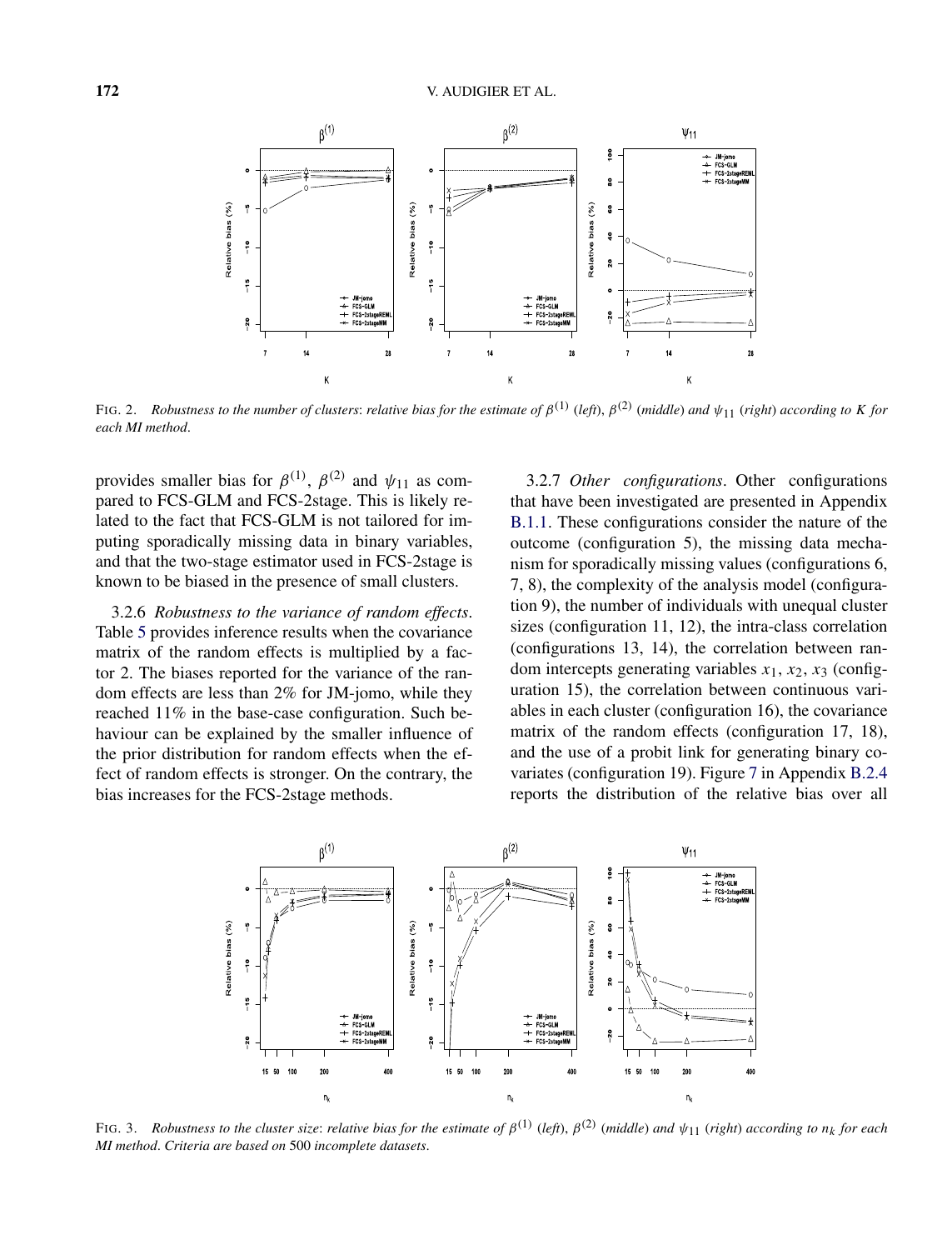FIG. 2. *Robustness to the number of clusters*: *relative bias for the estimate of $\beta^{(1)}$ (left), $\beta^{(2)}$ (middle) and $\psi_{11}$ (right) according to K for each MI method*.

provides smaller bias for $\beta^{(1)}$, $\beta^{(2)}$ and $\psi_{11}$ as compared to FCS-GLM and FCS-2stage. This is likely related to the fact that FCS-GLM is not tailored for imputing sporadically missing data in binary variables, and that the two-stage estimator used in FCS-2stage is known to be biased in the presence of small clusters.

3.2.6 *Robustness to the variance of random effects*. Table 5 provides inference results when the covariance matrix of the random effects is multiplied by a factor 2. The biases reported for the variance of the random effects are less than 2% for JM-jomo, while they reached 11% in the base-case configuration. Such behaviour can be explained by the smaller influence of the prior distribution for random effects when the effect of random effects is stronger. On the contrary, the bias increases for the FCS-2stage methods.

3.2.7 *Other configurations*. Other configurations that have been investigated are presented in Appendix B.1.1. These configurations consider the nature of the outcome (configuration 5), the missing data mechanism for sporadically missing values (configurations 6, 7, 8), the complexity of the analysis model (configuration 9), the number of individuals with unequal cluster sizes (configuration 11, 12), the intra-class correlation (configurations 13, 14), the correlation between random intercepts generating variables $x_1$, $x_2$, $x_3$ (configuration 15), the correlation between continuous variables in each cluster (configuration 16), the covariance matrix of the random effects (configuration 17, 18), and the use of a probit link for generating binary covariates (configuration 19). Figure 7 in Appendix B.2.4 reports the distribution of the relative bias over all

FIG. 3. *Robustness to the cluster size*: *relative bias for the estimate of $\beta^{(1)}$ (left), $\beta^{(2)}$ (middle) and $\psi_{11}$ (right) according to $n_k$ for each MI method. Criteria are based on* 500 *incomplete datasets*.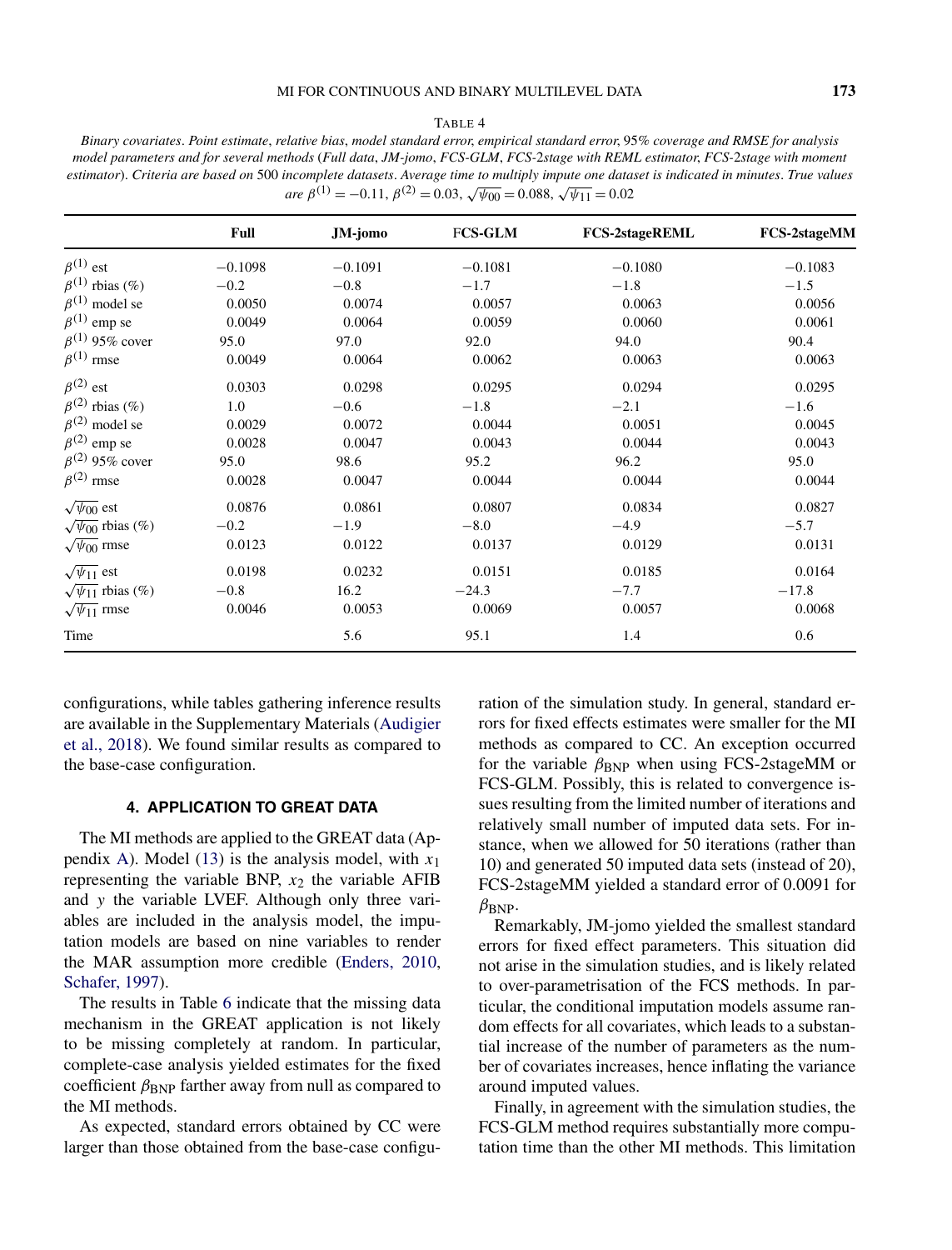TABLE 4

*Binary covariates. Point estimate, relative bias, model standard error, empirical standard error, 95% coverage and RMSE for analysis model parameters and for several methods (Full data, JM-jomo, FCS-GLM, FCS-2stage with REML estimator, FCS-2stage with moment estimator). Criteria are based on 500 incomplete datasets. Average time to multiply impute one dataset is indicated in minutes. True values are $\beta^{(1)} = -0.11$, $\beta^{(2)} = 0.03$, $\sqrt{\psi_{00}} = 0.088$, $\sqrt{\psi_{11}} = 0.02$*

| | Full | JM-jomo | FCS-GLM | FCS-2stageREML | FCS-2stageMM |
|---|---|---|---|---|---|
| $\beta^{(1)}$ est | −0.1098 | −0.1091 | −0.1081 | −0.1080 | −0.1083 |
| $\beta^{(1)}$ rbias (%) | −0.2 | −0.8 | −1.7 | −1.8 | −1.5 |
| $\beta^{(1)}$ model se | 0.0050 | 0.0074 | 0.0057 | 0.0063 | 0.0056 |
| $\beta^{(1)}$ emp se | 0.0049 | 0.0064 | 0.0059 | 0.0060 | 0.0061 |
| $\beta^{(1)}$ 95% cover | 95.0 | 97.0 | 92.0 | 94.0 | 90.4 |
| $\beta^{(1)}$ rmse | 0.0049 | 0.0064 | 0.0062 | 0.0063 | 0.0063 |
| $\beta^{(2)}$ est | 0.0303 | 0.0298 | 0.0295 | 0.0294 | 0.0295 |
| $\beta^{(2)}$ rbias (%) | 1.0 | −0.6 | −1.8 | −2.1 | −1.6 |
| $\beta^{(2)}$ model se | 0.0029 | 0.0072 | 0.0044 | 0.0051 | 0.0045 |
| $\beta^{(2)}$ emp se | 0.0028 | 0.0047 | 0.0043 | 0.0044 | 0.0043 |
| $\beta^{(2)}$ 95% cover | 95.0 | 98.6 | 95.2 | 96.2 | 95.0 |
| $\beta^{(2)}$ rmse | 0.0028 | 0.0047 | 0.0044 | 0.0044 | 0.0044 |
| $\sqrt{\psi_{00}}$ est | 0.0876 | 0.0861 | 0.0807 | 0.0834 | 0.0827 |
| $\sqrt{\psi_{00}}$ rbias (%) | −0.2 | −1.9 | −8.0 | −4.9 | −5.7 |
| $\sqrt{\psi_{00}}$ rmse | 0.0123 | 0.0122 | 0.0137 | 0.0129 | 0.0131 |
| $\sqrt{\psi_{11}}$ est | 0.0198 | 0.0232 | 0.0151 | 0.0185 | 0.0164 |
| $\sqrt{\psi_{11}}$ rbias (%) | −0.8 | 16.2 | −24.3 | −7.7 | −17.8 |
| $\sqrt{\psi_{11}}$ rmse | 0.0046 | 0.0053 | 0.0069 | 0.0057 | 0.0068 |
| Time | | 5.6 | 95.1 | 1.4 | 0.6 |

configurations, while tables gathering inference results are available in the Supplementary Materials (Audigier et al., 2018). We found similar results as compared to the base-case configuration.

## 4. APPLICATION TO GREAT DATA

The MI methods are applied to the GREAT data (Appendix A). Model (13) is the analysis model, with $x_1$ representing the variable BNP, $x_2$ the variable AFIB and $y$ the variable LVEF. Although only three variables are included in the analysis model, the imputation models are based on nine variables to render the MAR assumption more credible (Enders, 2010, Schafer, 1997).

The results in Table 6 indicate that the missing data mechanism in the GREAT application is not likely to be missing completely at random. In particular, complete-case analysis yielded estimates for the fixed coefficient $\beta_{\text{BNP}}$ farther away from null as compared to the MI methods.

As expected, standard errors obtained by CC were larger than those obtained from the base-case configuration of the simulation study. In general, standard errors for fixed effects estimates were smaller for the MI methods as compared to CC. An exception occurred for the variable $\beta_{\text{BNP}}$ when using FCS-2stageMM or FCS-GLM. Possibly, this is related to convergence issues resulting from the limited number of iterations and relatively small number of imputed data sets. For instance, when we allowed for 50 iterations (rather than 10) and generated 50 imputed data sets (instead of 20), FCS-2stageMM yielded a standard error of 0.0091 for $\beta_{\text{BNP}}$.

Remarkably, JM-jomo yielded the smallest standard errors for fixed effect parameters. This situation did not arise in the simulation studies, and is likely related to over-parametrisation of the FCS methods. In particular, the conditional imputation models assume random effects for all covariates, which leads to a substantial increase of the number of parameters as the number of covariates increases, hence inflating the variance around imputed values.

Finally, in agreement with the simulation studies, the FCS-GLM method requires substantially more computation time than the other MI methods. This limitation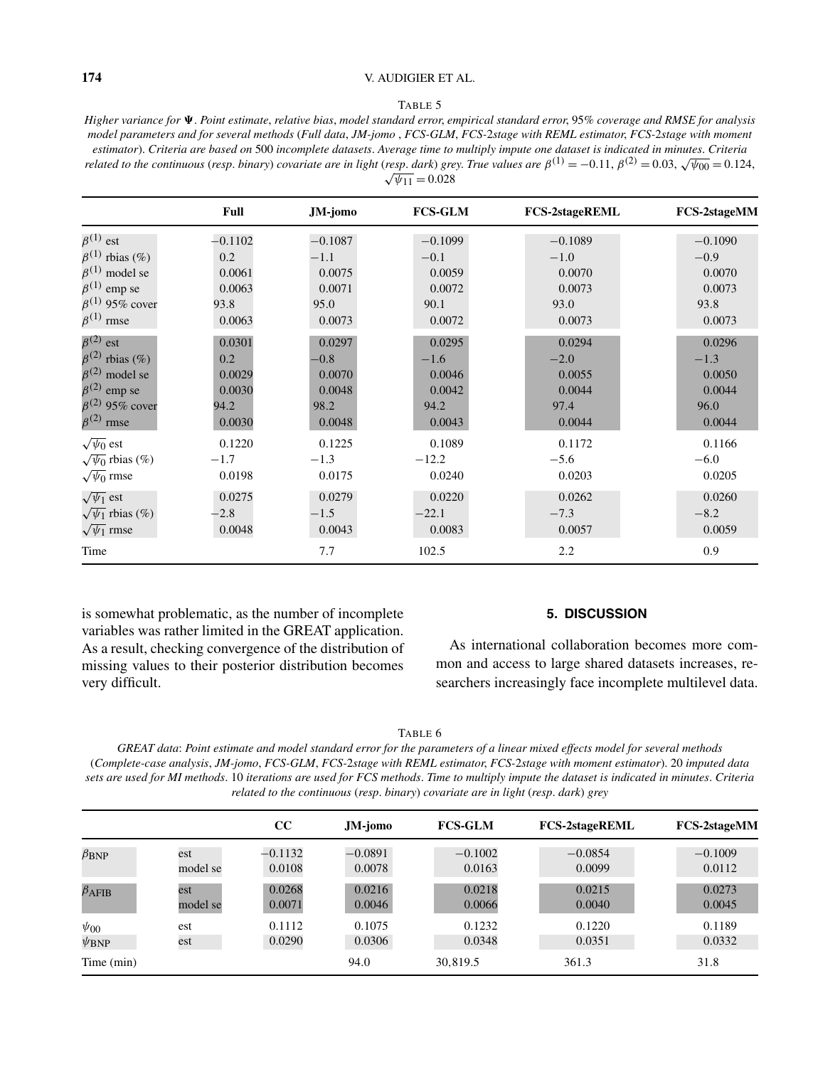TABLE 5

*Higher variance for* $\boldsymbol{\Psi}$. *Point estimate, relative bias, model standard error, empirical standard error, 95% coverage and RMSE for analysis model parameters and for several methods (Full data, JM-jomo , FCS-GLM, FCS-2stage with REML estimator, FCS-2stage with moment estimator). Criteria are based on 500 incomplete datasets. Average time to multiply impute one dataset is indicated in minutes. Criteria related to the continuous (resp. binary) covariate are in light (resp. dark) grey. True values are* $\beta^{(1)} = -0.11$, $\beta^{(2)} = 0.03$, $\sqrt{\psi_{00}} = 0.124$, $\sqrt{\psi_{11}} = 0.028$

| | Full | JM-jomo | FCS-GLM | FCS-2stageREML | FCS-2stageMM |
|---|---|---|---|---|---|
| $\beta^{(1)}$ est | −0.1102 | −0.1087 | −0.1099 | −0.1089 | −0.1090 |
| $\beta^{(1)}$ rbias (%) | 0.2 | −1.1 | −0.1 | −1.0 | −0.9 |
| $\beta^{(1)}$ model se | 0.0061 | 0.0075 | 0.0059 | 0.0070 | 0.0070 |
| $\beta^{(1)}$ emp se | 0.0063 | 0.0071 | 0.0072 | 0.0073 | 0.0073 |
| $\beta^{(1)}$ 95% cover | 93.8 | 95.0 | 90.1 | 93.0 | 93.8 |
| $\beta^{(1)}$ rmse | 0.0063 | 0.0073 | 0.0072 | 0.0073 | 0.0073 |
| $\beta^{(2)}$ est | 0.0301 | 0.0297 | 0.0295 | 0.0294 | 0.0296 |
| $\beta^{(2)}$ rbias (%) | 0.2 | −0.8 | −1.6 | −2.0 | −1.3 |
| $\beta^{(2)}$ model se | 0.0029 | 0.0070 | 0.0046 | 0.0055 | 0.0050 |
| $\beta^{(2)}$ emp se | 0.0030 | 0.0048 | 0.0042 | 0.0044 | 0.0044 |
| $\beta^{(2)}$ 95% cover | 94.2 | 98.2 | 94.2 | 97.4 | 96.0 |
| $\beta^{(2)}$ rmse | 0.0030 | 0.0048 | 0.0043 | 0.0044 | 0.0044 |
| $\sqrt{\psi_0}$ est | 0.1220 | 0.1225 | 0.1089 | 0.1172 | 0.1166 |
| $\sqrt{\psi_0}$ rbias (%) | −1.7 | −1.3 | −12.2 | −5.6 | −6.0 |
| $\sqrt{\psi_0}$ rmse | 0.0198 | 0.0175 | 0.0240 | 0.0203 | 0.0205 |
| $\sqrt{\psi_1}$ est | 0.0275 | 0.0279 | 0.0220 | 0.0262 | 0.0260 |
| $\sqrt{\psi_1}$ rbias (%) | −2.8 | −1.5 | −22.1 | −7.3 | −8.2 |
| $\sqrt{\psi_1}$ rmse | 0.0048 | 0.0043 | 0.0083 | 0.0057 | 0.0059 |
| Time | | 7.7 | 102.5 | 2.2 | 0.9 |

is somewhat problematic, as the number of incomplete variables was rather limited in the GREAT application. As a result, checking convergence of the distribution of missing values to their posterior distribution becomes very difficult.

## 5. DISCUSSION

As international collaboration becomes more common and access to large shared datasets increases, researchers increasingly face incomplete multilevel data.

TABLE 6

*GREAT data: Point estimate and model standard error for the parameters of a linear mixed effects model for several methods (Complete-case analysis, JM-jomo, FCS-GLM, FCS-2stage with REML estimator, FCS-2stage with moment estimator). 20 imputed data sets are used for MI methods. 10 iterations are used for FCS methods. Time to multiply impute the dataset is indicated in minutes. Criteria related to the continuous (resp. binary) covariate are in light (resp. dark) grey*

| | | CC | JM-jomo | FCS-GLM | FCS-2stageREML | FCS-2stageMM |
|---|---|---|---|---|---|---|
| $\beta_{\text{BNP}}$ | est | −0.1132 | −0.0891 | −0.1002 | −0.0854 | −0.1009 |
| | model se | 0.0108 | 0.0078 | 0.0163 | 0.0099 | 0.0112 |
| $\beta_{\text{AFIB}}$ | est | 0.0268 | 0.0216 | 0.0218 | 0.0215 | 0.0273 |
| | model se | 0.0071 | 0.0046 | 0.0066 | 0.0040 | 0.0045 |
| $\psi_{00}$ | est | 0.1112 | 0.1075 | 0.1232 | 0.1220 | 0.1189 |
| $\psi_{\text{BNP}}$ | est | 0.0290 | 0.0306 | 0.0348 | 0.0351 | 0.0332 |
| Time (min) | | | 94.0 | 30,819.5 | 361.3 | 31.8 |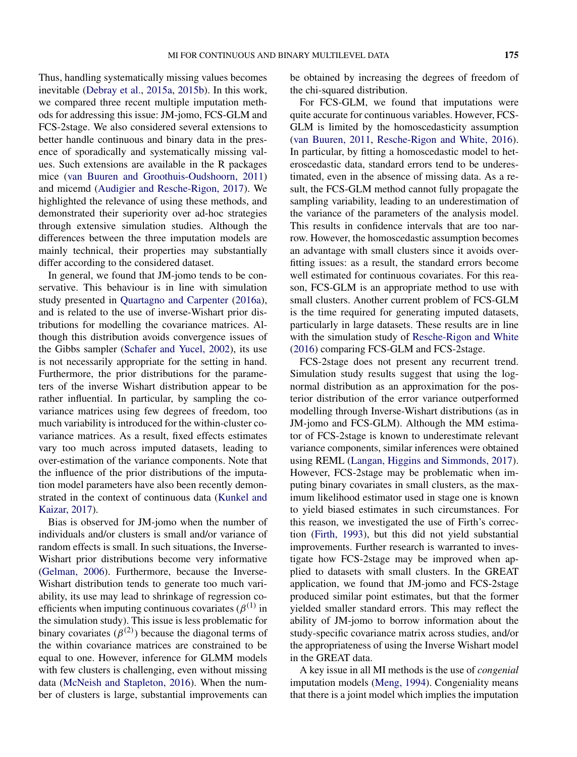Thus, handling systematically missing values becomes inevitable (Debray et al., 2015a, 2015b). In this work, we compared three recent multiple imputation methods for addressing this issue: JM-jomo, FCS-GLM and FCS-2stage. We also considered several extensions to better handle continuous and binary data in the presence of sporadically and systematically missing values. Such extensions are available in the R packages mice (van Buuren and Groothuis-Oudshoorn, 2011) and micemd (Audigier and Resche-Rigon, 2017). We highlighted the relevance of using these methods, and demonstrated their superiority over ad-hoc strategies through extensive simulation studies. Although the differences between the three imputation models are mainly technical, their properties may substantially differ according to the considered dataset.

In general, we found that JM-jomo tends to be conservative. This behaviour is in line with simulation study presented in Quartagno and Carpenter (2016a), and is related to the use of inverse-Wishart prior distributions for modelling the covariance matrices. Although this distribution avoids convergence issues of the Gibbs sampler (Schafer and Yucel, 2002), its use is not necessarily appropriate for the setting in hand. Furthermore, the prior distributions for the parameters of the inverse Wishart distribution appear to be rather influential. In particular, by sampling the covariance matrices using few degrees of freedom, too much variability is introduced for the within-cluster covariance matrices. As a result, fixed effects estimates vary too much across imputed datasets, leading to over-estimation of the variance components. Note that the influence of the prior distributions of the imputation model parameters have also been recently demonstrated in the context of continuous data (Kunkel and Kaizar, 2017).

Bias is observed for JM-jomo when the number of individuals and/or clusters is small and/or variance of random effects is small. In such situations, the Inverse-Wishart prior distributions become very informative (Gelman, 2006). Furthermore, because the Inverse-Wishart distribution tends to generate too much variability, its use may lead to shrinkage of regression coefficients when imputing continuous covariates ($\beta^{(1)}$ in the simulation study). This issue is less problematic for binary covariates ($\beta^{(2)}$) because the diagonal terms of the within covariance matrices are constrained to be equal to one. However, inference for GLMM models with few clusters is challenging, even without missing data (McNeish and Stapleton, 2016). When the number of clusters is large, substantial improvements can be obtained by increasing the degrees of freedom of the chi-squared distribution.

For FCS-GLM, we found that imputations were quite accurate for continuous variables. However, FCS-GLM is limited by the homoscedasticity assumption (van Buuren, 2011, Resche-Rigon and White, 2016). In particular, by fitting a homoscedastic model to heteroscedastic data, standard errors tend to be underestimated, even in the absence of missing data. As a result, the FCS-GLM method cannot fully propagate the sampling variability, leading to an underestimation of the variance of the parameters of the analysis model. This results in confidence intervals that are too narrow. However, the homoscedastic assumption becomes an advantage with small clusters since it avoids overfitting issues: as a result, the standard errors become well estimated for continuous covariates. For this reason, FCS-GLM is an appropriate method to use with small clusters. Another current problem of FCS-GLM is the time required for generating imputed datasets, particularly in large datasets. These results are in line with the simulation study of Resche-Rigon and White (2016) comparing FCS-GLM and FCS-2stage.

FCS-2stage does not present any recurrent trend. Simulation study results suggest that using the log-normal distribution as an approximation for the posterior distribution of the error variance outperformed modelling through Inverse-Wishart distributions (as in JM-jomo and FCS-GLM). Although the MM estimator of FCS-2stage is known to underestimate relevant variance components, similar inferences were obtained using REML (Langan, Higgins and Simmonds, 2017). However, FCS-2stage may be problematic when imputing binary covariates in small clusters, as the maximum likelihood estimator used in stage one is known to yield biased estimates in such circumstances. For this reason, we investigated the use of Firth's correction (Firth, 1993), but this did not yield substantial improvements. Further research is warranted to investigate how FCS-2stage may be improved when applied to datasets with small clusters. In the GREAT application, we found that JM-jomo and FCS-2stage produced similar point estimates, but that the former yielded smaller standard errors. This may reflect the ability of JM-jomo to borrow information about the study-specific covariance matrix across studies, and/or the appropriateness of using the Inverse Wishart model in the GREAT data.

A key issue in all MI methods is the use of *congenial* imputation models (Meng, 1994). Congeniality means that there is a joint model which implies the imputation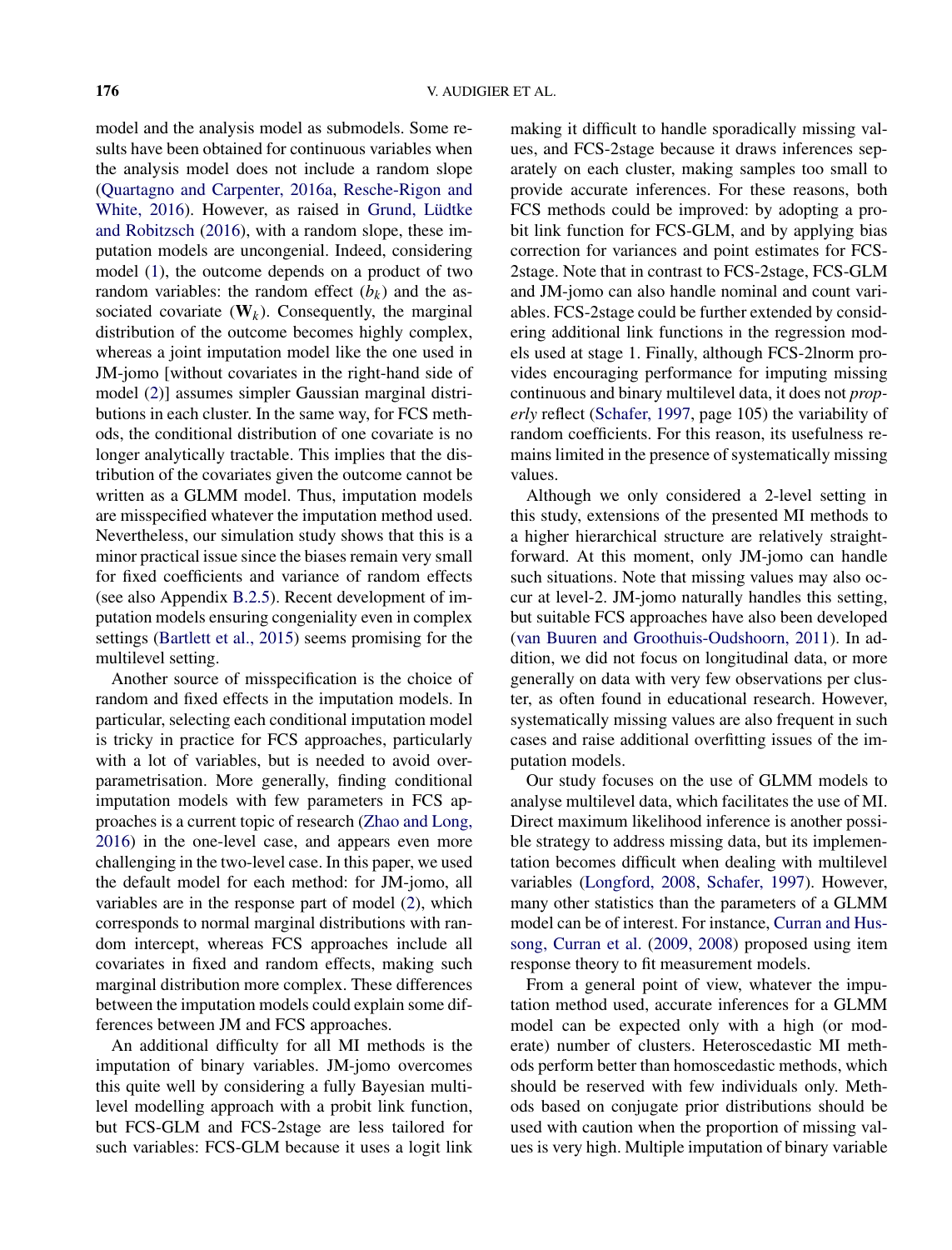model and the analysis model as submodels. Some results have been obtained for continuous variables when the analysis model does not include a random slope (Quartagno and Carpenter, 2016a, Resche-Rigon and White, 2016). However, as raised in Grund, Lüdtke and Robitzsch (2016), with a random slope, these imputation models are uncongenial. Indeed, considering model (1), the outcome depends on a product of two random variables: the random effect ($b_k$) and the associated covariate ($\mathbf{W}_k$). Consequently, the marginal distribution of the outcome becomes highly complex, whereas a joint imputation model like the one used in JM-jomo [without covariates in the right-hand side of model (2)] assumes simpler Gaussian marginal distributions in each cluster. In the same way, for FCS methods, the conditional distribution of one covariate is no longer analytically tractable. This implies that the distribution of the covariates given the outcome cannot be written as a GLMM model. Thus, imputation models are misspecified whatever the imputation method used. Nevertheless, our simulation study shows that this is a minor practical issue since the biases remain very small for fixed coefficients and variance of random effects (see also Appendix B.2.5). Recent development of imputation models ensuring congeniality even in complex settings (Bartlett et al., 2015) seems promising for the multilevel setting.

Another source of misspecification is the choice of random and fixed effects in the imputation models. In particular, selecting each conditional imputation model is tricky in practice for FCS approaches, particularly with a lot of variables, but is needed to avoid overparametrisation. More generally, finding conditional imputation models with few parameters in FCS approaches is a current topic of research (Zhao and Long, 2016) in the one-level case, and appears even more challenging in the two-level case. In this paper, we used the default model for each method: for JM-jomo, all variables are in the response part of model (2), which corresponds to normal marginal distributions with random intercept, whereas FCS approaches include all covariates in fixed and random effects, making such marginal distribution more complex. These differences between the imputation models could explain some differences between JM and FCS approaches.

An additional difficulty for all MI methods is the imputation of binary variables. JM-jomo overcomes this quite well by considering a fully Bayesian multilevel modelling approach with a probit link function, but FCS-GLM and FCS-2stage are less tailored for such variables: FCS-GLM because it uses a logit link making it difficult to handle sporadically missing values, and FCS-2stage because it draws inferences separately on each cluster, making samples too small to provide accurate inferences. For these reasons, both FCS methods could be improved: by adopting a probit link function for FCS-GLM, and by applying bias correction for variances and point estimates for FCS-2stage. Note that in contrast to FCS-2stage, FCS-GLM and JM-jomo can also handle nominal and count variables. FCS-2stage could be further extended by considering additional link functions in the regression models used at stage 1. Finally, although FCS-2lnorm provides encouraging performance for imputing missing continuous and binary multilevel data, it does not *properly* reflect (Schafer, 1997, page 105) the variability of random coefficients. For this reason, its usefulness remains limited in the presence of systematically missing values.

Although we only considered a 2-level setting in this study, extensions of the presented MI methods to a higher hierarchical structure are relatively straightforward. At this moment, only JM-jomo can handle such situations. Note that missing values may also occur at level-2. JM-jomo naturally handles this setting, but suitable FCS approaches have also been developed (van Buuren and Groothuis-Oudshoorn, 2011). In addition, we did not focus on longitudinal data, or more generally on data with very few observations per cluster, as often found in educational research. However, systematically missing values are also frequent in such cases and raise additional overfitting issues of the imputation models.

Our study focuses on the use of GLMM models to analyse multilevel data, which facilitates the use of MI. Direct maximum likelihood inference is another possible strategy to address missing data, but its implementation becomes difficult when dealing with multilevel variables (Longford, 2008, Schafer, 1997). However, many other statistics than the parameters of a GLMM model can be of interest. For instance, Curran and Hussong, Curran et al. (2009, 2008) proposed using item response theory to fit measurement models.

From a general point of view, whatever the imputation method used, accurate inferences for a GLMM model can be expected only with a high (or moderate) number of clusters. Heteroscedastic MI methods perform better than homoscedastic methods, which should be reserved with few individuals only. Methods based on conjugate prior distributions should be used with caution when the proportion of missing values is very high. Multiple imputation of binary variable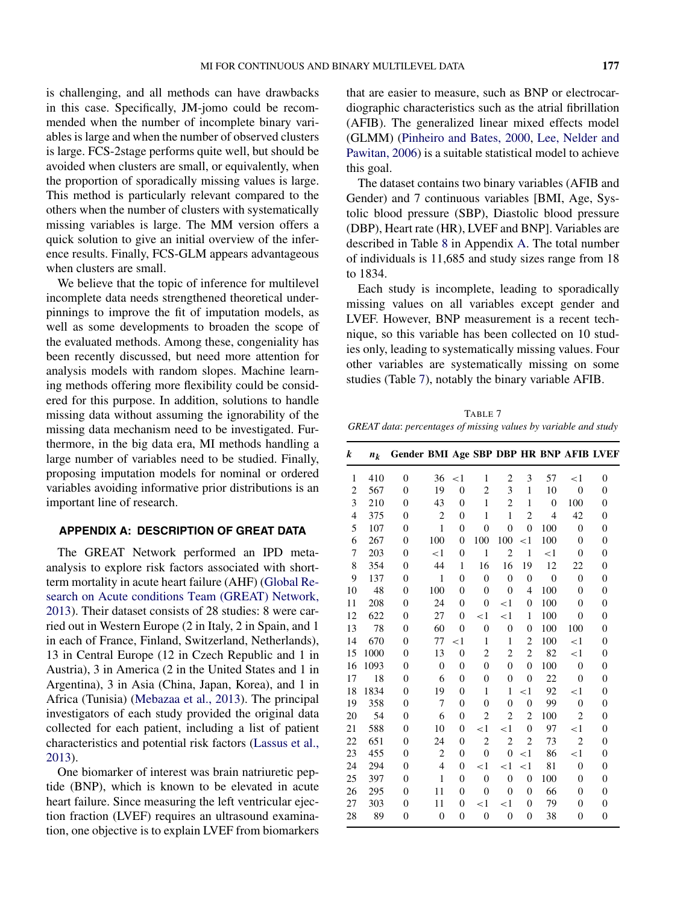is challenging, and all methods can have drawbacks in this case. Specifically, JM-jomo could be recommended when the number of incomplete binary variables is large and when the number of observed clusters is large. FCS-2stage performs quite well, but should be avoided when clusters are small, or equivalently, when the proportion of sporadically missing values is large. This method is particularly relevant compared to the others when the number of clusters with systematically missing variables is large. The MM version offers a quick solution to give an initial overview of the inference results. Finally, FCS-GLM appears advantageous when clusters are small.

We believe that the topic of inference for multilevel incomplete data needs strengthened theoretical underpinnings to improve the fit of imputation models, as well as some developments to broaden the scope of the evaluated methods. Among these, congeniality has been recently discussed, but need more attention for analysis models with random slopes. Machine learning methods offering more flexibility could be considered for this purpose. In addition, solutions to handle missing data without assuming the ignorability of the missing data mechanism need to be investigated. Furthermore, in the big data era, MI methods handling a large number of variables need to be studied. Finally, proposing imputation models for nominal or ordered variables avoiding informative prior distributions is an important line of research.

## APPENDIX A: DESCRIPTION OF GREAT DATA

The GREAT Network performed an IPD meta-analysis to explore risk factors associated with short-term mortality in acute heart failure (AHF) (Global Research on Acute conditions Team (GREAT) Network, 2013). Their dataset consists of 28 studies: 8 were carried out in Western Europe (2 in Italy, 2 in Spain, and 1 in each of France, Finland, Switzerland, Netherlands), 13 in Central Europe (12 in Czech Republic and 1 in Austria), 3 in America (2 in the United States and 1 in Argentina), 3 in Asia (China, Japan, Korea), and 1 in Africa (Tunisia) (Mebazaa et al., 2013). The principal investigators of each study provided the original data collected for each patient, including a list of patient characteristics and potential risk factors (Lassus et al., 2013).

One biomarker of interest was brain natriuretic peptide (BNP), which is known to be elevated in acute heart failure. Since measuring the left ventricular ejection fraction (LVEF) requires an ultrasound examination, one objective is to explain LVEF from biomarkers that are easier to measure, such as BNP or electrocardiographic characteristics such as the atrial fibrillation (AFIB). The generalized linear mixed effects model (GLMM) (Pinheiro and Bates, 2000, Lee, Nelder and Pawitan, 2006) is a suitable statistical model to achieve this goal.

The dataset contains two binary variables (AFIB and Gender) and 7 continuous variables [BMI, Age, Systolic blood pressure (SBP), Diastolic blood pressure (DBP), Heart rate (HR), LVEF and BNP]. Variables are described in Table 8 in Appendix A. The total number of individuals is 11,685 and study sizes range from 18 to 1834.

Each study is incomplete, leading to sporadically missing values on all variables except gender and LVEF. However, BNP measurement is a recent technique, so this variable has been collected on 10 studies only, leading to systematically missing values. Four other variables are systematically missing on some studies (Table 7), notably the binary variable AFIB.

TABLE 7
*GREAT data*: *percentages of missing values by variable and study*

| $k$ | $n_k$ | Gender | BMI | Age | SBP | DBP | HR | BNP | AFIB | LVEF |
|---|---|---|---|---|---|---|---|---|---|---|
| 1 | 410 | 0 | 36 | <1 | 1 | 2 | 3 | 57 | <1 | 0 |
| 2 | 567 | 0 | 19 | 0 | 2 | 3 | 1 | 10 | 0 | 0 |
| 3 | 210 | 0 | 43 | 0 | 1 | 2 | 1 | 0 | 100 | 0 |
| 4 | 375 | 0 | 2 | 0 | 1 | 1 | 2 | 4 | 42 | 0 |
| 5 | 107 | 0 | 1 | 0 | 0 | 0 | 0 | 100 | 0 | 0 |
| 6 | 267 | 0 | 100 | 0 | 100 | 100 | <1 | 100 | 0 | 0 |
| 7 | 203 | 0 | <1 | 0 | 1 | 2 | 1 | <1 | 0 | 0 |
| 8 | 354 | 0 | 44 | 1 | 16 | 16 | 19 | 12 | 22 | 0 |
| 9 | 137 | 0 | 1 | 0 | 0 | 0 | 0 | 0 | 0 | 0 |
| 10 | 48 | 0 | 100 | 0 | 0 | 0 | 4 | 100 | 0 | 0 |
| 11 | 208 | 0 | 24 | 0 | 0 | <1 | 0 | 100 | 0 | 0 |
| 12 | 622 | 0 | 27 | 0 | <1 | <1 | 1 | 100 | 0 | 0 |
| 13 | 78 | 0 | 60 | 0 | 0 | 0 | 0 | 100 | 100 | 0 |
| 14 | 670 | 0 | 77 | <1 | 1 | 1 | 2 | 100 | <1 | 0 |
| 15 | 1000 | 0 | 13 | 0 | 2 | 2 | 2 | 82 | <1 | 0 |
| 16 | 1093 | 0 | 0 | 0 | 0 | 0 | 0 | 100 | 0 | 0 |
| 17 | 18 | 0 | 6 | 0 | 0 | 0 | 0 | 22 | 0 | 0 |
| 18 | 1834 | 0 | 19 | 0 | 1 | 1 | <1 | 92 | <1 | 0 |
| 19 | 358 | 0 | 7 | 0 | 0 | 0 | 0 | 99 | 0 | 0 |
| 20 | 54 | 0 | 6 | 0 | 2 | 2 | 2 | 100 | 2 | 0 |
| 21 | 588 | 0 | 10 | 0 | <1 | <1 | 0 | 97 | <1 | 0 |
| 22 | 651 | 0 | 24 | 0 | 2 | 2 | 2 | 73 | 2 | 0 |
| 23 | 455 | 0 | 2 | 0 | 0 | 0 | <1 | 86 | <1 | 0 |
| 24 | 294 | 0 | 4 | 0 | <1 | <1 | <1 | 81 | 0 | 0 |
| 25 | 397 | 0 | 1 | 0 | 0 | 0 | 0 | 100 | 0 | 0 |
| 26 | 295 | 0 | 11 | 0 | 0 | 0 | 0 | 66 | 0 | 0 |
| 27 | 303 | 0 | 11 | 0 | <1 | <1 | 0 | 79 | 0 | 0 |
| 28 | 89 | 0 | 0 | 0 | 0 | 0 | 0 | 38 | 0 | 0 |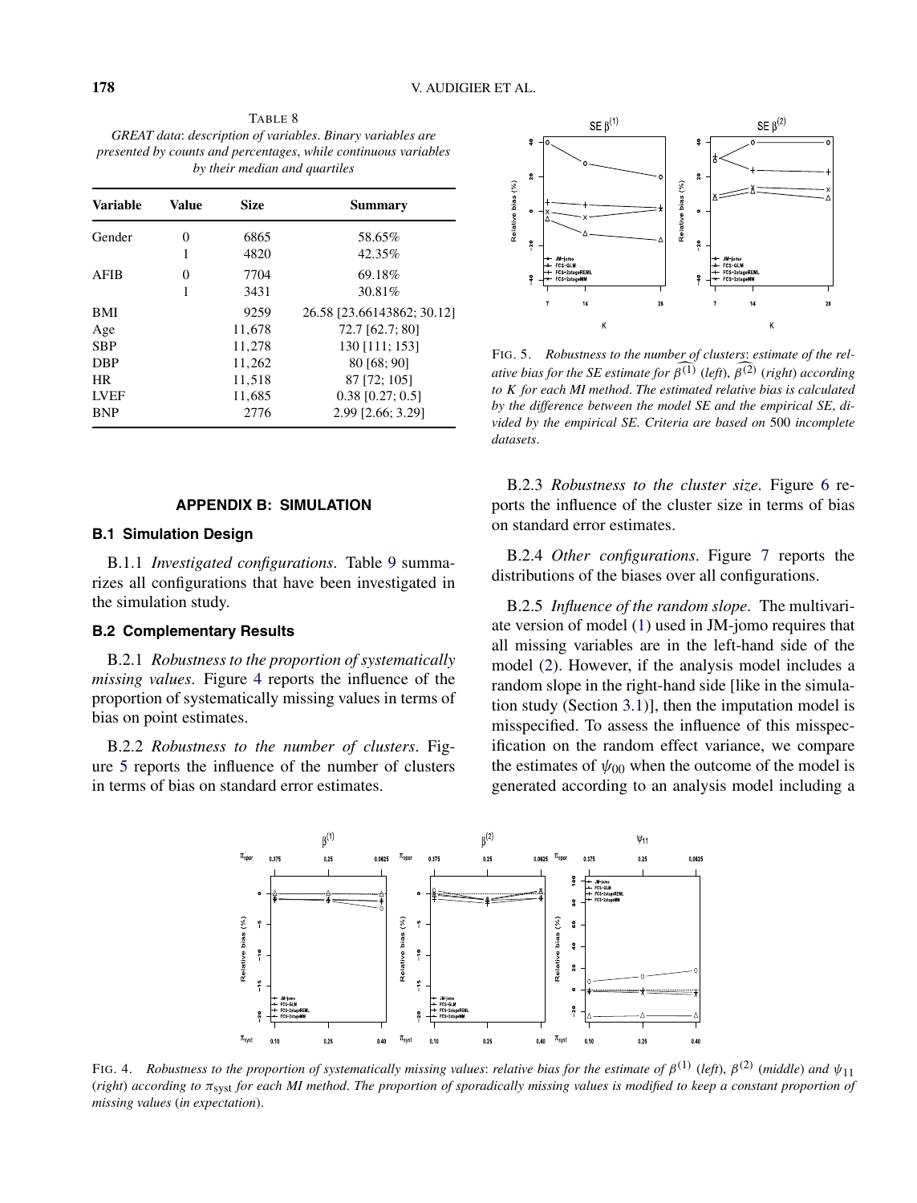TABLE 8
*GREAT data: description of variables. Binary variables are presented by counts and percentages, while continuous variables by their median and quartiles*

| Variable | Value | Size | Summary |
|---|---|---|---|
| Gender | 0 | 6865 | 58.65% |
| | 1 | 4820 | 42.35% |
| AFIB | 0 | 7704 | 69.18% |
| | 1 | 3431 | 30.81% |
| BMI | | 9259 | 26.58 [23.66143862; 30.12] |
| Age | | 11,678 | 72.7 [62.7; 80] |
| SBP | | 11,278 | 130 [111; 153] |
| DBP | | 11,262 | 80 [68; 90] |
| HR | | 11,518 | 87 [72; 105] |
| LVEF | | 11,685 | 0.38 [0.27; 0.5] |
| BNP | | 2776 | 2.99 [2.66; 3.29] |

## APPENDIX B: SIMULATION

### B.1 Simulation Design

B.1.1 *Investigated configurations.* Table 9 summarizes all configurations that have been investigated in the simulation study.

### B.2 Complementary Results

B.2.1 *Robustness to the proportion of systematically missing values.* Figure 4 reports the influence of the proportion of systematically missing values in terms of bias on point estimates.

B.2.2 *Robustness to the number of clusters.* Figure 5 reports the influence of the number of clusters in terms of bias on standard error estimates.

FIG. 5. *Robustness to the number of clusters: estimate of the relative bias for the SE estimate for $\widehat{\beta^{(1)}}$ (left), $\widehat{\beta^{(2)}}$ (right) according to K for each MI method. The estimated relative bias is calculated by the difference between the model SE and the empirical SE, divided by the empirical SE. Criteria are based on* 500 *incomplete datasets.*

B.2.3 *Robustness to the cluster size.* Figure 6 reports the influence of the cluster size in terms of bias on standard error estimates.

B.2.4 *Other configurations.* Figure 7 reports the distributions of the biases over all configurations.

B.2.5 *Influence of the random slope.* The multivariate version of model (1) used in JM-jomo requires that all missing variables are in the left-hand side of the model (2). However, if the analysis model includes a random slope in the right-hand side [like in the simulation study (Section 3.1)], then the imputation model is misspecified. To assess the influence of this misspecification on the random effect variance, we compare the estimates of $\psi_{00}$ when the outcome of the model is generated according to an analysis model including a

FIG. 4. *Robustness to the proportion of systematically missing values: relative bias for the estimate of $\beta^{(1)}$ (left), $\beta^{(2)}$ (middle) and $\psi_{11}$ (right) according to $\pi_{\text{syst}}$ for each MI method. The proportion of sporadically missing values is modified to keep a constant proportion of missing values (in expectation).*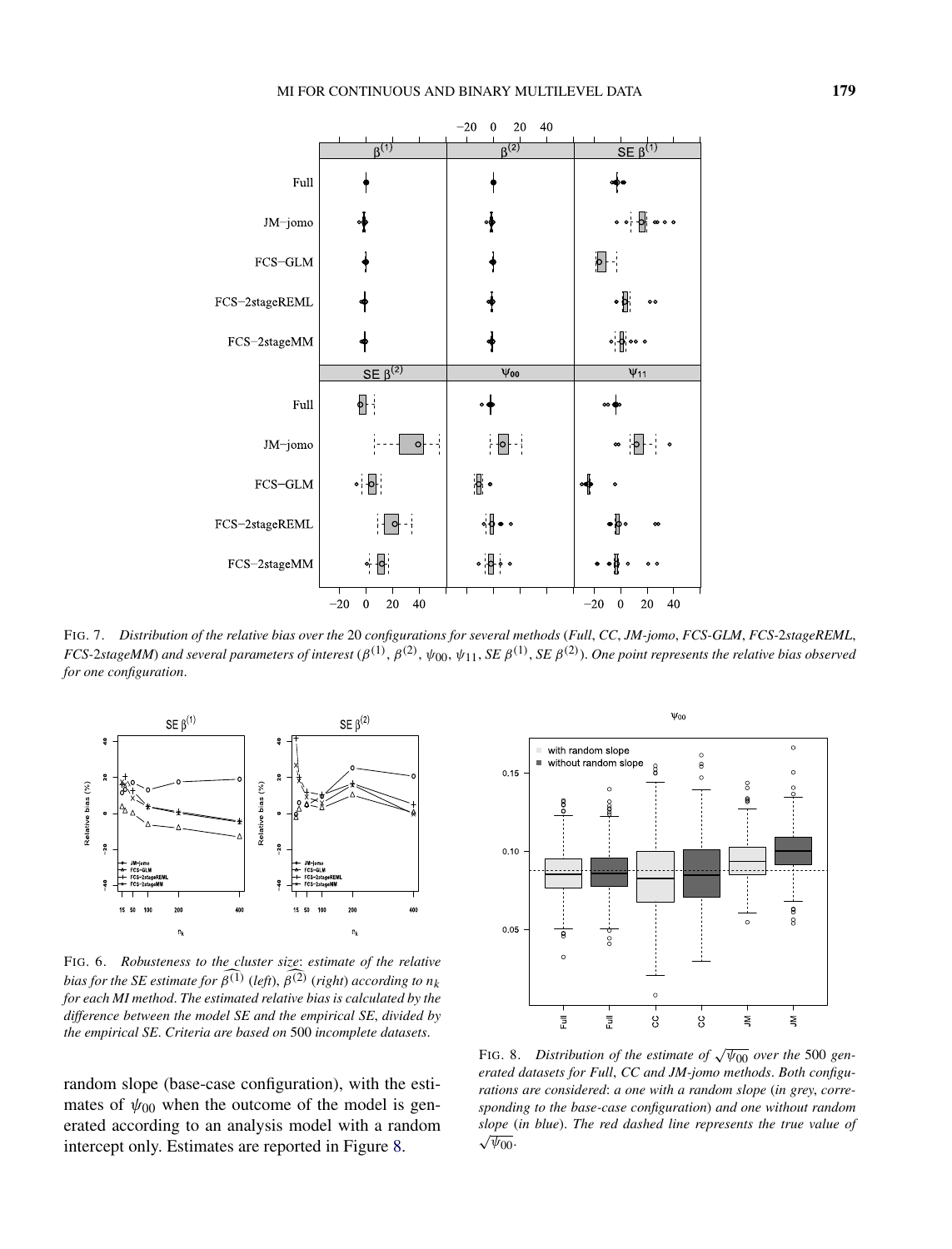FIG. 7. *Distribution of the relative bias over the* 20 *configurations for several methods* (*Full*, *CC*, *JM-jomo*, *FCS-GLM*, *FCS-*2*stageREML*, *FCS-*2*stageMM*) *and several parameters of interest* ($\beta^{(1)}$, $\beta^{(2)}$, $\psi_{00}$, $\psi_{11}$, *SE* $\beta^{(1)}$, *SE* $\beta^{(2)}$). *One point represents the relative bias observed for one configuration*.

FIG. 6. *Robustness to the cluster size*: *estimate of the relative bias for the SE estimate for* $\widehat{\beta^{(1)}}$ (*left*), $\widehat{\beta^{(2)}}$ (*right*) *according to* $n_k$ *for each MI method*. *The estimated relative bias is calculated by the difference between the model SE and the empirical SE*, *divided by the empirical SE*. *Criteria are based on* 500 *incomplete datasets*.

random slope (base-case configuration), with the estimates of $\psi_{00}$ when the outcome of the model is generated according to an analysis model with a random intercept only. Estimates are reported in Figure 8.

FIG. 8. *Distribution of the estimate of* $\sqrt{\psi_{00}}$ *over the* 500 *generated datasets for Full*, *CC and JM-jomo methods*. *Both configurations are considered*: *a one with a random slope* (*in grey*, *corresponding to the base-case configuration*) *and one without random slope* (*in blue*). *The red dashed line represents the true value of* $\sqrt{\psi_{00}}$.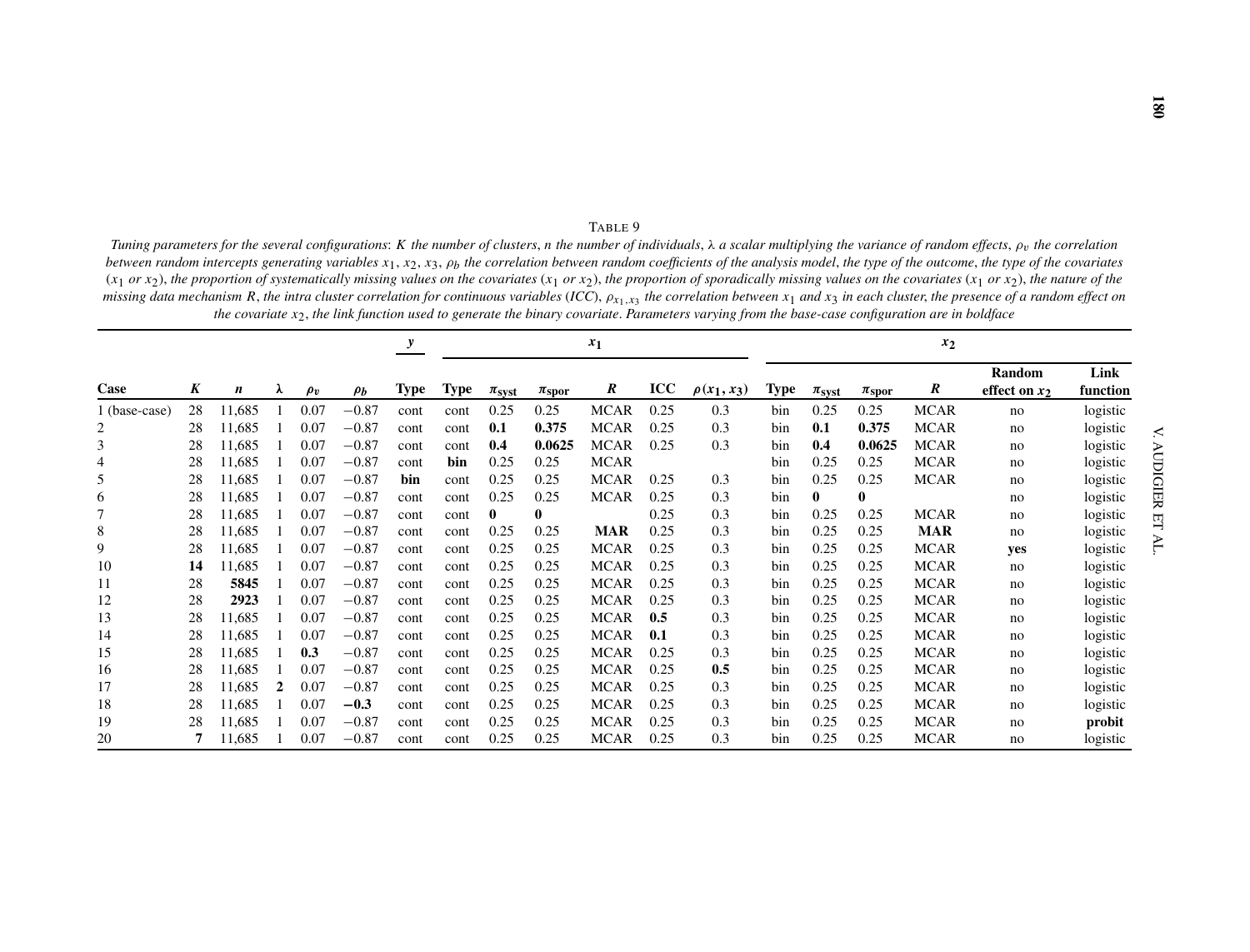TABLE 9

*Tuning parameters for the several configurations: $K$ the number of clusters, $n$ the number of individuals, $\lambda$ a scalar multiplying the variance of random effects, $\rho_v$ the correlation between random intercepts generating variables $x_1$, $x_2$, $x_3$, $\rho_b$ the correlation between random coefficients of the analysis model, the type of the outcome, the type of the covariates ($x_1$ or $x_2$), the proportion of systematically missing values on the covariates ($x_1$ or $x_2$), the proportion of sporadically missing values on the covariates ($x_1$ or $x_2$), the nature of the missing data mechanism $R$, the intra cluster correlation for continuous variables (ICC), $\rho_{x_1,x_3}$ the correlation between $x_1$ and $x_3$ in each cluster, the presence of a random effect on the covariate $x_2$, the link function used to generate the binary covariate. Parameters varying from the base-case configuration are in boldface*

| | | | | | | $y$ | $x_1$ | | | | | | $x_2$ | | | | | |
|---|---|---|---|---|---|---|---|---|---|---|---|---|---|---|---|---|---|---|
| **Case** | $K$ | $n$ | $\lambda$ | $\rho_v$ | $\rho_b$ | **Type** | **Type** | $\pi_{syst}$ | $\pi_{spor}$ | $R$ | **ICC** | $\rho(x_1, x_3)$ | **Type** | $\pi_{syst}$ | $\pi_{spor}$ | $R$ | **Random effect on $x_2$** | **Link function** |
| 1 (base-case) | 28 | 11,685 | 1 | 0.07 | −0.87 | cont | cont | 0.25 | 0.25 | MCAR | 0.25 | 0.3 | bin | 0.25 | 0.25 | MCAR | no | logistic |
| 2 | 28 | 11,685 | 1 | 0.07 | −0.87 | cont | cont | **0.1** | **0.375** | MCAR | 0.25 | 0.3 | bin | **0.1** | **0.375** | MCAR | no | logistic |
| 3 | 28 | 11,685 | 1 | 0.07 | −0.87 | cont | cont | **0.4** | **0.0625** | MCAR | 0.25 | 0.3 | bin | **0.4** | **0.0625** | MCAR | no | logistic |
| 4 | 28 | 11,685 | 1 | 0.07 | −0.87 | cont | **bin** | 0.25 | 0.25 | MCAR | | | bin | 0.25 | 0.25 | MCAR | no | logistic |
| 5 | 28 | 11,685 | 1 | 0.07 | −0.87 | **bin** | cont | 0.25 | 0.25 | MCAR | 0.25 | 0.3 | bin | 0.25 | 0.25 | MCAR | no | logistic |
| 6 | 28 | 11,685 | 1 | 0.07 | −0.87 | cont | cont | 0.25 | 0.25 | MCAR | 0.25 | 0.3 | bin | **0** | **0** | | no | logistic |
| 7 | 28 | 11,685 | 1 | 0.07 | −0.87 | cont | cont | **0** | **0** | | 0.25 | 0.3 | bin | 0.25 | 0.25 | MCAR | no | logistic |
| 8 | 28 | 11,685 | 1 | 0.07 | −0.87 | cont | cont | 0.25 | 0.25 | **MAR** | 0.25 | 0.3 | bin | 0.25 | 0.25 | **MAR** | no | logistic |
| 9 | 28 | 11,685 | 1 | 0.07 | −0.87 | cont | cont | 0.25 | 0.25 | MCAR | 0.25 | 0.3 | bin | 0.25 | 0.25 | MCAR | **yes** | logistic |
| 10 | **14** | 11,685 | 1 | 0.07 | −0.87 | cont | cont | 0.25 | 0.25 | MCAR | 0.25 | 0.3 | bin | 0.25 | 0.25 | MCAR | no | logistic |
| 11 | 28 | **5845** | 1 | 0.07 | −0.87 | cont | cont | 0.25 | 0.25 | MCAR | 0.25 | 0.3 | bin | 0.25 | 0.25 | MCAR | no | logistic |
| 12 | 28 | **2923** | 1 | 0.07 | −0.87 | cont | cont | 0.25 | 0.25 | MCAR | 0.25 | 0.3 | bin | 0.25 | 0.25 | MCAR | no | logistic |
| 13 | 28 | 11,685 | 1 | 0.07 | −0.87 | cont | cont | 0.25 | 0.25 | MCAR | **0.5** | 0.3 | bin | 0.25 | 0.25 | MCAR | no | logistic |
| 14 | 28 | 11,685 | 1 | 0.07 | −0.87 | cont | cont | 0.25 | 0.25 | MCAR | **0.1** | 0.3 | bin | 0.25 | 0.25 | MCAR | no | logistic |
| 15 | 28 | 11,685 | 1 | **0.3** | −0.87 | cont | cont | 0.25 | 0.25 | MCAR | 0.25 | 0.3 | bin | 0.25 | 0.25 | MCAR | no | logistic |
| 16 | 28 | 11,685 | 1 | 0.07 | −0.87 | cont | cont | 0.25 | 0.25 | MCAR | 0.25 | **0.5** | bin | 0.25 | 0.25 | MCAR | no | logistic |
| 17 | 28 | 11,685 | **2** | 0.07 | −0.87 | cont | cont | 0.25 | 0.25 | MCAR | 0.25 | 0.3 | bin | 0.25 | 0.25 | MCAR | no | logistic |
| 18 | 28 | 11,685 | 1 | 0.07 | **−0.3** | cont | cont | 0.25 | 0.25 | MCAR | 0.25 | 0.3 | bin | 0.25 | 0.25 | MCAR | no | logistic |
| 19 | 28 | 11,685 | 1 | 0.07 | −0.87 | cont | cont | 0.25 | 0.25 | MCAR | 0.25 | 0.3 | bin | 0.25 | 0.25 | MCAR | no | **probit** |
| 20 | **7** | 11,685 | 1 | 0.07 | −0.87 | cont | cont | 0.25 | 0.25 | MCAR | 0.25 | 0.3 | bin | 0.25 | 0.25 | MCAR | no | logistic |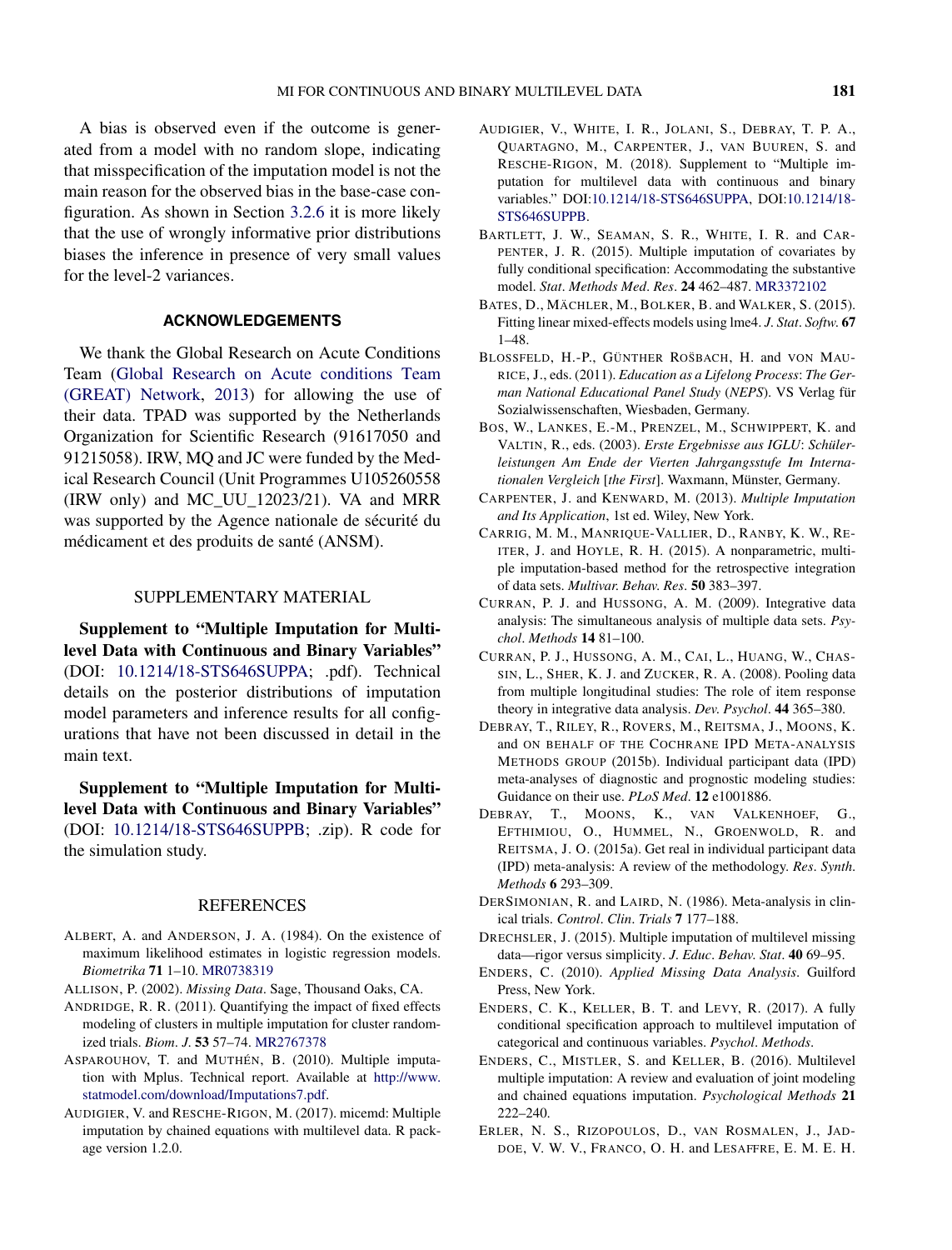A bias is observed even if the outcome is generated from a model with no random slope, indicating that misspecification of the imputation model is not the main reason for the observed bias in the base-case configuration. As shown in Section 3.2.6 it is more likely that the use of wrongly informative prior distributions biases the inference in presence of very small values for the level-2 variances.

## ACKNOWLEDGEMENTS

We thank the Global Research on Acute Conditions Team (Global Research on Acute conditions Team (GREAT) Network, 2013) for allowing the use of their data. TPAD was supported by the Netherlands Organization for Scientific Research (91617050 and 91215058). IRW, MQ and JC were funded by the Medical Research Council (Unit Programmes U105260558 (IRW only) and MC_UU_12023/21). VA and MRR was supported by the Agence nationale de sécurité du médicament et des produits de santé (ANSM).

## SUPPLEMENTARY MATERIAL

**Supplement to "Multiple Imputation for Multilevel Data with Continuous and Binary Variables"** (DOI: 10.1214/18-STS646SUPPA; .pdf). Technical details on the posterior distributions of imputation model parameters and inference results for all configurations that have not been discussed in detail in the main text.

**Supplement to "Multiple Imputation for Multilevel Data with Continuous and Binary Variables"** (DOI: 10.1214/18-STS646SUPPB; .zip). R code for the simulation study.

## REFERENCES

ALBERT, A. and ANDERSON, J. A. (1984). On the existence of maximum likelihood estimates in logistic regression models. *Biometrika* **71** 1–10. MR0738319

ALLISON, P. (2002). *Missing Data*. Sage, Thousand Oaks, CA.

ANDRIDGE, R. R. (2011). Quantifying the impact of fixed effects modeling of clusters in multiple imputation for cluster randomized trials. *Biom. J.* **53** 57–74. MR2767378

ASPAROUHOV, T. and MUTHÉN, B. (2010). Multiple imputation with Mplus. Technical report. Available at http://www.statmodel.com/download/Imputations7.pdf.

AUDIGIER, V. and RESCHE-RIGON, M. (2017). micemd: Multiple imputation by chained equations with multilevel data. R package version 1.2.0.

AUDIGIER, V., WHITE, I. R., JOLANI, S., DEBRAY, T. P. A., QUARTAGNO, M., CARPENTER, J., VAN BUUREN, S. and RESCHE-RIGON, M. (2018). Supplement to "Multiple imputation for multilevel data with continuous and binary variables." DOI:10.1214/18-STS646SUPPA, DOI:10.1214/18-STS646SUPPB.

BARTLETT, J. W., SEAMAN, S. R., WHITE, I. R. and CARPENTER, J. R. (2015). Multiple imputation of covariates by fully conditional specification: Accommodating the substantive model. *Stat. Methods Med. Res.* **24** 462–487. MR3372102

BATES, D., MÄCHLER, M., BOLKER, B. and WALKER, S. (2015). Fitting linear mixed-effects models using lme4. *J. Stat. Softw.* **67** 1–48.

BLOSSFELD, H.-P., GÜNTHER ROŠBACH, H. and VON MAURICE, J., eds. (2011). *Education as a Lifelong Process*: *The German National Educational Panel Study* (*NEPS*). VS Verlag für Sozialwissenschaften, Wiesbaden, Germany.

BOS, W., LANKES, E.-M., PRENZEL, M., SCHWIPPERT, K. and VALTIN, R., eds. (2003). *Erste Ergebnisse aus IGLU*: *Schülerleistungen Am Ende der Vierten Jahrgangsstufe Im Internationalen Vergleich* [*the First*]. Waxmann, Münster, Germany.

CARPENTER, J. and KENWARD, M. (2013). *Multiple Imputation and Its Application*, 1st ed. Wiley, New York.

CARRIG, M. M., MANRIQUE-VALLIER, D., RANBY, K. W., REITER, J. and HOYLE, R. H. (2015). A nonparametric, multiple imputation-based method for the retrospective integration of data sets. *Multivar. Behav. Res.* **50** 383–397.

CURRAN, P. J. and HUSSONG, A. M. (2009). Integrative data analysis: The simultaneous analysis of multiple data sets. *Psychol. Methods* **14** 81–100.

CURRAN, P. J., HUSSONG, A. M., CAI, L., HUANG, W., CHASSIN, L., SHER, K. J. and ZUCKER, R. A. (2008). Pooling data from multiple longitudinal studies: The role of item response theory in integrative data analysis. *Dev. Psychol.* **44** 365–380.

DEBRAY, T., RILEY, R., ROVERS, M., REITSMA, J., MOONS, K. and ON BEHALF OF THE COCHRANE IPD META-ANALYSIS METHODS GROUP (2015b). Individual participant data (IPD) meta-analyses of diagnostic and prognostic modeling studies: Guidance on their use. *PLoS Med.* **12** e1001886.

DEBRAY, T., MOONS, K., VAN VALKENHOEF, G., EFTHIMIOU, O., HUMMEL, N., GROENWOLD, R. and REITSMA, J. O. (2015a). Get real in individual participant data (IPD) meta-analysis: A review of the methodology. *Res. Synth. Methods* **6** 293–309.

DERSIMONIAN, R. and LAIRD, N. (1986). Meta-analysis in clinical trials. *Control. Clin. Trials* **7** 177–188.

DRECHSLER, J. (2015). Multiple imputation of multilevel missing data—rigor versus simplicity. *J. Educ. Behav. Stat.* **40** 69–95.

ENDERS, C. (2010). *Applied Missing Data Analysis*. Guilford Press, New York.

ENDERS, C. K., KELLER, B. T. and LEVY, R. (2017). A fully conditional specification approach to multilevel imputation of categorical and continuous variables. *Psychol. Methods*.

ENDERS, C., MISTLER, S. and KELLER, B. (2016). Multilevel multiple imputation: A review and evaluation of joint modeling and chained equations imputation. *Psychological Methods* **21** 222–240.

ERLER, N. S., RIZOPOULOS, D., VAN ROSMALEN, J., JADDOE, V. W. V., FRANCO, O. H. and LESAFFRE, E. M. E. H.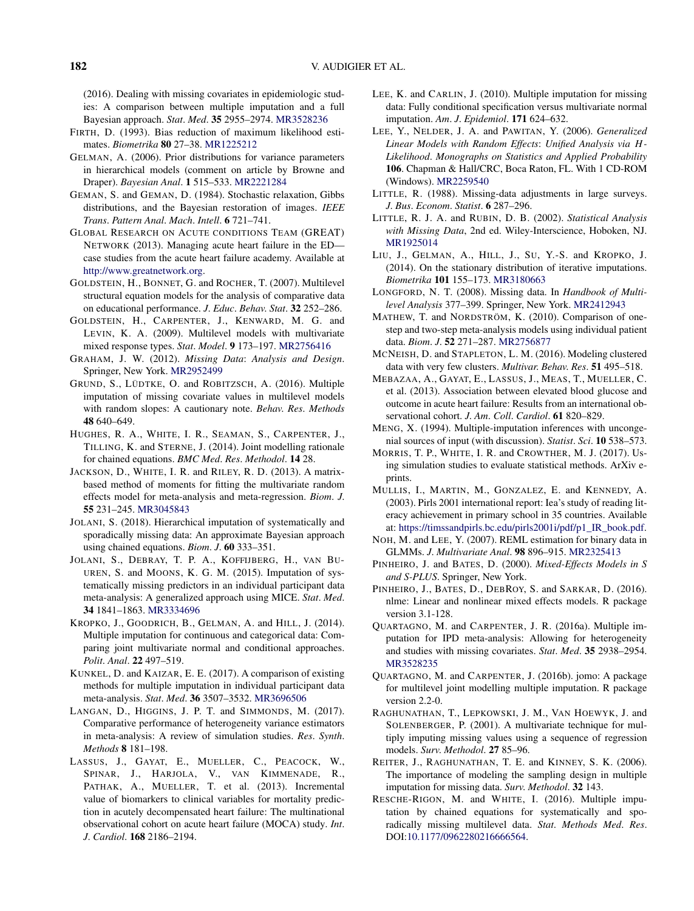(2016). Dealing with missing covariates in epidemiologic studies: A comparison between multiple imputation and a full Bayesian approach. *Stat. Med.* **35** 2955–2974. MR3528236

FIRTH, D. (1993). Bias reduction of maximum likelihood estimates. *Biometrika* **80** 27–38. MR1225212

GELMAN, A. (2006). Prior distributions for variance parameters in hierarchical models (comment on article by Browne and Draper). *Bayesian Anal.* **1** 515–533. MR2221284

GEMAN, S. and GEMAN, D. (1984). Stochastic relaxation, Gibbs distributions, and the Bayesian restoration of images. *IEEE Trans. Pattern Anal. Mach. Intell.* **6** 721–741.

GLOBAL RESEARCH ON ACUTE CONDITIONS TEAM (GREAT) NETWORK (2013). Managing acute heart failure in the ED—case studies from the acute heart failure academy. Available at http://www.greatnetwork.org.

GOLDSTEIN, H., BONNET, G. and ROCHER, T. (2007). Multilevel structural equation models for the analysis of comparative data on educational performance. *J. Educ. Behav. Stat.* **32** 252–286.

GOLDSTEIN, H., CARPENTER, J., KENWARD, M. G. and LEVIN, K. A. (2009). Multilevel models with multivariate mixed response types. *Stat. Model.* **9** 173–197. MR2756416

GRAHAM, J. W. (2012). *Missing Data*: *Analysis and Design*. Springer, New York. MR2952499

GRUND, S., LÜDTKE, O. and ROBITZSCH, A. (2016). Multiple imputation of missing covariate values in multilevel models with random slopes: A cautionary note. *Behav. Res. Methods* **48** 640–649.

HUGHES, R. A., WHITE, I. R., SEAMAN, S., CARPENTER, J., TILLING, K. and STERNE, J. (2014). Joint modelling rationale for chained equations. *BMC Med. Res. Methodol.* **14** 28.

JACKSON, D., WHITE, I. R. and RILEY, R. D. (2013). A matrix-based method of moments for fitting the multivariate random effects model for meta-analysis and meta-regression. *Biom. J.* **55** 231–245. MR3045843

JOLANI, S. (2018). Hierarchical imputation of systematically and sporadically missing data: An approximate Bayesian approach using chained equations. *Biom. J.* **60** 333–351.

JOLANI, S., DEBRAY, T. P. A., KOFFIJBERG, H., VAN BUUREN, S. and MOONS, K. G. M. (2015). Imputation of systematically missing predictors in an individual participant data meta-analysis: A generalized approach using MICE. *Stat. Med.* **34** 1841–1863. MR3334696

KROPKO, J., GOODRICH, B., GELMAN, A. and HILL, J. (2014). Multiple imputation for continuous and categorical data: Comparing joint multivariate normal and conditional approaches. *Polit. Anal.* **22** 497–519.

KUNKEL, D. and KAIZAR, E. E. (2017). A comparison of existing methods for multiple imputation in individual participant data meta-analysis. *Stat. Med.* **36** 3507–3532. MR3696506

LANGAN, D., HIGGINS, J. P. T. and SIMMONDS, M. (2017). Comparative performance of heterogeneity variance estimators in meta-analysis: A review of simulation studies. *Res. Synth. Methods* **8** 181–198.

LASSUS, J., GAYAT, E., MUELLER, C., PEACOCK, W., SPINAR, J., HARJOLA, V., VAN KIMMENADE, R., PATHAK, A., MUELLER, T. et al. (2013). Incremental value of biomarkers to clinical variables for mortality prediction in acutely decompensated heart failure: The multinational observational cohort on acute heart failure (MOCA) study. *Int. J. Cardiol.* **168** 2186–2194.

LEE, K. and CARLIN, J. (2010). Multiple imputation for missing data: Fully conditional specification versus multivariate normal imputation. *Am. J. Epidemiol.* **171** 624–632.

LEE, Y., NELDER, J. A. and PAWITAN, Y. (2006). *Generalized Linear Models with Random Effects*: *Unified Analysis via H-Likelihood*. *Monographs on Statistics and Applied Probability* **106**. Chapman & Hall/CRC, Boca Raton, FL. With 1 CD-ROM (Windows). MR2259540

LITTLE, R. (1988). Missing-data adjustments in large surveys. *J. Bus. Econom. Statist.* **6** 287–296.

LITTLE, R. J. A. and RUBIN, D. B. (2002). *Statistical Analysis with Missing Data*, 2nd ed. Wiley-Interscience, Hoboken, NJ. MR1925014

LIU, J., GELMAN, A., HILL, J., SU, Y.-S. and KROPKO, J. (2014). On the stationary distribution of iterative imputations. *Biometrika* **101** 155–173. MR3180663

LONGFORD, N. T. (2008). Missing data. In *Handbook of Multilevel Analysis* 377–399. Springer, New York. MR2412943

MATHEW, T. and NORDSTRÖM, K. (2010). Comparison of one-step and two-step meta-analysis models using individual patient data. *Biom. J.* **52** 271–287. MR2756877

MCNEISH, D. and STAPLETON, L. M. (2016). Modeling clustered data with very few clusters. *Multivar. Behav. Res.* **51** 495–518.

MEBAZAA, A., GAYAT, E., LASSUS, J., MEAS, T., MUELLER, C. et al. (2013). Association between elevated blood glucose and outcome in acute heart failure: Results from an international observational cohort. *J. Am. Coll. Cardiol.* **61** 820–829.

MENG, X. (1994). Multiple-imputation inferences with uncongenial sources of input (with discussion). *Statist. Sci.* **10** 538–573.

MORRIS, T. P., WHITE, I. R. and CROWTHER, M. J. (2017). Using simulation studies to evaluate statistical methods. ArXiv e-prints.

MULLIS, I., MARTIN, M., GONZALEZ, E. and KENNEDY, A. (2003). Pirls 2001 international report: Iea's study of reading literacy achievement in primary school in 35 countries. Available at: https://timssandpirls.bc.edu/pirls2001i/pdf/p1_IR_book.pdf.

NOH, M. and LEE, Y. (2007). REML estimation for binary data in GLMMs. *J. Multivariate Anal.* **98** 896–915. MR2325413

PINHEIRO, J. and BATES, D. (2000). *Mixed-Effects Models in S and S-PLUS*. Springer, New York.

PINHEIRO, J., BATES, D., DEBROY, S. and SARKAR, D. (2016). nlme: Linear and nonlinear mixed effects models. R package version 3.1-128.

QUARTAGNO, M. and CARPENTER, J. R. (2016a). Multiple imputation for IPD meta-analysis: Allowing for heterogeneity and studies with missing covariates. *Stat. Med.* **35** 2938–2954. MR3528235

QUARTAGNO, M. and CARPENTER, J. (2016b). jomo: A package for multilevel joint modelling multiple imputation. R package version 2.2-0.

RAGHUNATHAN, T., LEPKOWSKI, J. M., VAN HOEWYK, J. and SOLENBERGER, P. (2001). A multivariate technique for multiply imputing missing values using a sequence of regression models. *Surv. Methodol.* **27** 85–96.

REITER, J., RAGHUNATHAN, T. E. and KINNEY, S. K. (2006). The importance of modeling the sampling design in multiple imputation for missing data. *Surv. Methodol.* **32** 143.

RESCHE-RIGON, M. and WHITE, I. (2016). Multiple imputation by chained equations for systematically and sporadically missing multilevel data. *Stat. Methods Med. Res.* DOI:10.1177/0962280216666564.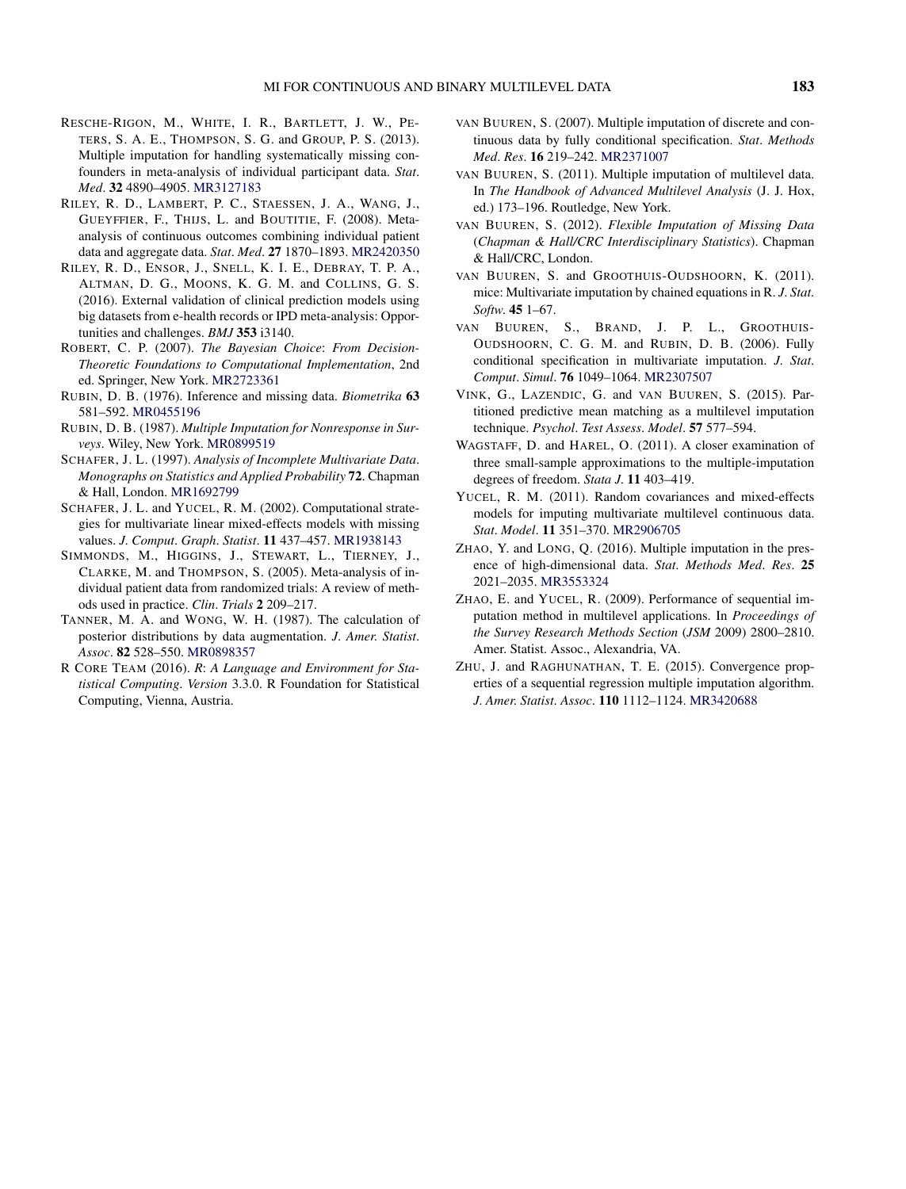RESCHE-RIGON, M., WHITE, I. R., BARTLETT, J. W., PETERS, S. A. E., THOMPSON, S. G. and GROUP, P. S. (2013). Multiple imputation for handling systematically missing confounders in meta-analysis of individual participant data. *Stat. Med.* **32** 4890–4905. MR3127183

RILEY, R. D., LAMBERT, P. C., STAESSEN, J. A., WANG, J., GUEYFFIER, F., THIJS, L. and BOUTITIE, F. (2008). Meta-analysis of continuous outcomes combining individual patient data and aggregate data. *Stat. Med.* **27** 1870–1893. MR2420350

RILEY, R. D., ENSOR, J., SNELL, K. I. E., DEBRAY, T. P. A., ALTMAN, D. G., MOONS, K. G. M. and COLLINS, G. S. (2016). External validation of clinical prediction models using big datasets from e-health records or IPD meta-analysis: Opportunities and challenges. *BMJ* **353** i3140.

ROBERT, C. P. (2007). *The Bayesian Choice: From Decision-Theoretic Foundations to Computational Implementation*, 2nd ed. Springer, New York. MR2723361

RUBIN, D. B. (1976). Inference and missing data. *Biometrika* **63** 581–592. MR0455196

RUBIN, D. B. (1987). *Multiple Imputation for Nonresponse in Surveys*. Wiley, New York. MR0899519

SCHAFER, J. L. (1997). *Analysis of Incomplete Multivariate Data. Monographs on Statistics and Applied Probability* **72**. Chapman & Hall, London. MR1692799

SCHAFER, J. L. and YUCEL, R. M. (2002). Computational strategies for multivariate linear mixed-effects models with missing values. *J. Comput. Graph. Statist.* **11** 437–457. MR1938143

SIMMONDS, M., HIGGINS, J., STEWART, L., TIERNEY, J., CLARKE, M. and THOMPSON, S. (2005). Meta-analysis of individual patient data from randomized trials: A review of methods used in practice. *Clin. Trials* **2** 209–217.

TANNER, M. A. and WONG, W. H. (1987). The calculation of posterior distributions by data augmentation. *J. Amer. Statist. Assoc.* **82** 528–550. MR0898357

R CORE TEAM (2016). *R: A Language and Environment for Statistical Computing. Version* 3.3.0. R Foundation for Statistical Computing, Vienna, Austria.

VAN BUUREN, S. (2007). Multiple imputation of discrete and continuous data by fully conditional specification. *Stat. Methods Med. Res.* **16** 219–242. MR2371007

VAN BUUREN, S. (2011). Multiple imputation of multilevel data. In *The Handbook of Advanced Multilevel Analysis* (J. J. Hox, ed.) 173–196. Routledge, New York.

VAN BUUREN, S. (2012). *Flexible Imputation of Missing Data* (*Chapman & Hall/CRC Interdisciplinary Statistics*). Chapman & Hall/CRC, London.

VAN BUUREN, S. and GROOTHUIS-OUDSHOORN, K. (2011). mice: Multivariate imputation by chained equations in R. *J. Stat. Softw.* **45** 1–67.

VAN BUUREN, S., BRAND, J. P. L., GROOTHUIS-OUDSHOORN, C. G. M. and RUBIN, D. B. (2006). Fully conditional specification in multivariate imputation. *J. Stat. Comput. Simul.* **76** 1049–1064. MR2307507

VINK, G., LAZENDIC, G. and VAN BUUREN, S. (2015). Partitioned predictive mean matching as a multilevel imputation technique. *Psychol. Test Assess. Model.* **57** 577–594.

WAGSTAFF, D. and HAREL, O. (2011). A closer examination of three small-sample approximations to the multiple-imputation degrees of freedom. *Stata J.* **11** 403–419.

YUCEL, R. M. (2011). Random covariances and mixed-effects models for imputing multivariate multilevel continuous data. *Stat. Model.* **11** 351–370. MR2906705

ZHAO, Y. and LONG, Q. (2016). Multiple imputation in the presence of high-dimensional data. *Stat. Methods Med. Res.* **25** 2021–2035. MR3553324

ZHAO, E. and YUCEL, R. (2009). Performance of sequential imputation method in multilevel applications. In *Proceedings of the Survey Research Methods Section* (*JSM* 2009) 2800–2810. Amer. Statist. Assoc., Alexandria, VA.

ZHU, J. and RAGHUNATHAN, T. E. (2015). Convergence properties of a sequential regression multiple imputation algorithm. *J. Amer. Statist. Assoc.* **110** 1112–1124. MR3420688